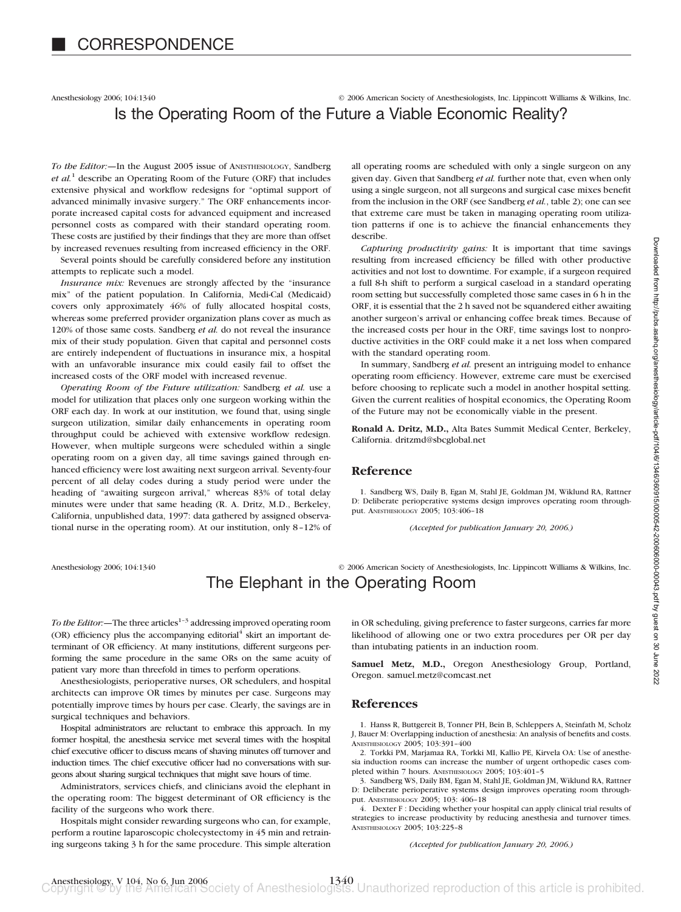# CORRESPONDENCE

## Is the Operating Room of the Future a Viable Economic Reality?

*To the Editor:*—In the August 2005 issue of ANESTHESIOLOGY, Sandberg *et al.*[1] describe an Operating Room of the Future (ORF) that includes extensive physical and workflow redesigns for "optimal support of advanced minimally invasive surgery." The ORF enhancements incorporate increased capital costs for advanced equipment and increased personnel costs as compared with their standard operating room. These costs are justified by their findings that they are more than offset by increased revenues resulting from increased efficiency in the ORF.

Several points should be carefully considered before any institution attempts to replicate such a model.

*Insurance mix:* Revenues are strongly affected by the "insurance mix" of the patient population. In California, Medi-Cal (Medicaid) covers only approximately 46% of fully allocated hospital costs, whereas some preferred provider organization plans cover as much as 120% of those same costs. Sandberg *et al.* do not reveal the insurance mix of their study population. Given that capital and personnel costs are entirely independent of fluctuations in insurance mix, a hospital with an unfavorable insurance mix could easily fail to offset the increased costs of the ORF model with increased revenue.

*Operating Room of the Future utilization:* Sandberg *et al.* use a model for utilization that places only one surgeon working within the ORF each day. In work at our institution, we found that, using single surgeon utilization, similar daily enhancements in operating room throughput could be achieved with extensive workflow redesign. However, when multiple surgeons were scheduled within a single operating room on a given day, all time savings gained through enhanced efficiency were lost awaiting next surgeon arrival. Seventy-four percent of all delay codes during a study period were under the heading of "awaiting surgeon arrival," whereas 83% of total delay minutes were under that same heading (R. A. Dritz, M.D., Berkeley, California, unpublished data, 1997: data gathered by assigned observational nurse in the operating room). At our institution, only 8–12% of all operating rooms are scheduled with only a single surgeon on any given day. Given that Sandberg *et al.* further note that, even when only using a single surgeon, not all surgeons and surgical case mixes benefit from the inclusion in the ORF (see Sandberg *et al.*, table 2); one can see that extreme care must be taken in managing operating room utilization patterns if one is to achieve the financial enhancements they describe.

*Capturing productivity gains:* It is important that time savings resulting from increased efficiency be filled with other productive activities and not lost to downtime. For example, if a surgeon required a full 8-h shift to perform a surgical caseload in a standard operating room setting but successfully completed those same cases in 6 h in the ORF, it is essential that the 2 h saved not be squandered either awaiting another surgeon's arrival or enhancing coffee break times. Because of the increased costs per hour in the ORF, time savings lost to nonproductive activities in the ORF could make it a net loss when compared with the standard operating room.

In summary, Sandberg *et al.* present an intriguing model to enhance operating room efficiency. However, extreme care must be exercised before choosing to replicate such a model in another hospital setting. Given the current realities of hospital economics, the Operating Room of the Future may not be economically viable in the present.

**Ronald A. Dritz, M.D.,** Alta Bates Summit Medical Center, Berkeley, California. dritzmd@sbcglobal.net

### Reference

1. Sandberg WS, Daily B, Egan M, Stahl JE, Goldman JM, Wiklund RA, Rattner D: Deliberate perioperative systems design improves operating room throughput. ANESTHESIOLOGY 2005; 103:406–18

*(Accepted for publication January 20, 2006.)*

## The Elephant in the Operating Room

*To the Editor:*—The three articles[1–3] addressing improved operating room (OR) efficiency plus the accompanying editorial[4] skirt an important determinant of OR efficiency. At many institutions, different surgeons performing the same procedure in the same ORs on the same acuity of patient vary more than threefold in times to perform operations.

Anesthesiologists, perioperative nurses, OR schedulers, and hospital architects can improve OR times by minutes per case. Surgeons may potentially improve times by hours per case. Clearly, the savings are in surgical techniques and behaviors.

Hospital administrators are reluctant to embrace this approach. In my former hospital, the anesthesia service met several times with the hospital chief executive officer to discuss means of shaving minutes off turnover and induction times. The chief executive officer had no conversations with surgeons about sharing surgical techniques that might save hours of time.

Administrators, services chiefs, and clinicians avoid the elephant in the operating room: The biggest determinant of OR efficiency is the facility of the surgeons who work there.

Hospitals might consider rewarding surgeons who can, for example, perform a routine laparoscopic cholecystectomy in 45 min and retraining surgeons taking 3 h for the same procedure. This simple alteration in OR scheduling, giving preference to faster surgeons, carries far more likelihood of allowing one or two extra procedures per OR per day than intubating patients in an induction room.

**Samuel Metz, M.D.,** Oregon Anesthesiology Group, Portland, Oregon. samuel.metz@comcast.net

### References

1. Hanss R, Buttgereit B, Tonner PH, Bein B, Schleppers A, Steinfath M, Scholz J, Bauer M: Overlapping induction of anesthesia: An analysis of benefits and costs. ANESTHESIOLOGY 2005; 103:391–400
2. Torkki PM, Marjamaa RA, Torkki MI, Kallio PE, Kirvela OA: Use of anesthesia induction rooms can increase the number of urgent orthopedic cases completed within 7 hours. ANESTHESIOLOGY 2005; 103:401–5
3. Sandberg WS, Daily BM, Egan M, Stahl JE, Goldman JM, Wiklund RA, Rattner D: Deliberate perioperative systems design improves operating room throughput. ANESTHESIOLOGY 2005; 103: 406–18
4. Dexter F : Deciding whether your hospital can apply clinical trial results of strategies to increase productivity by reducing anesthesia and turnover times. ANESTHESIOLOGY 2005; 103:225–8

*(Accepted for publication January 20, 2006.)*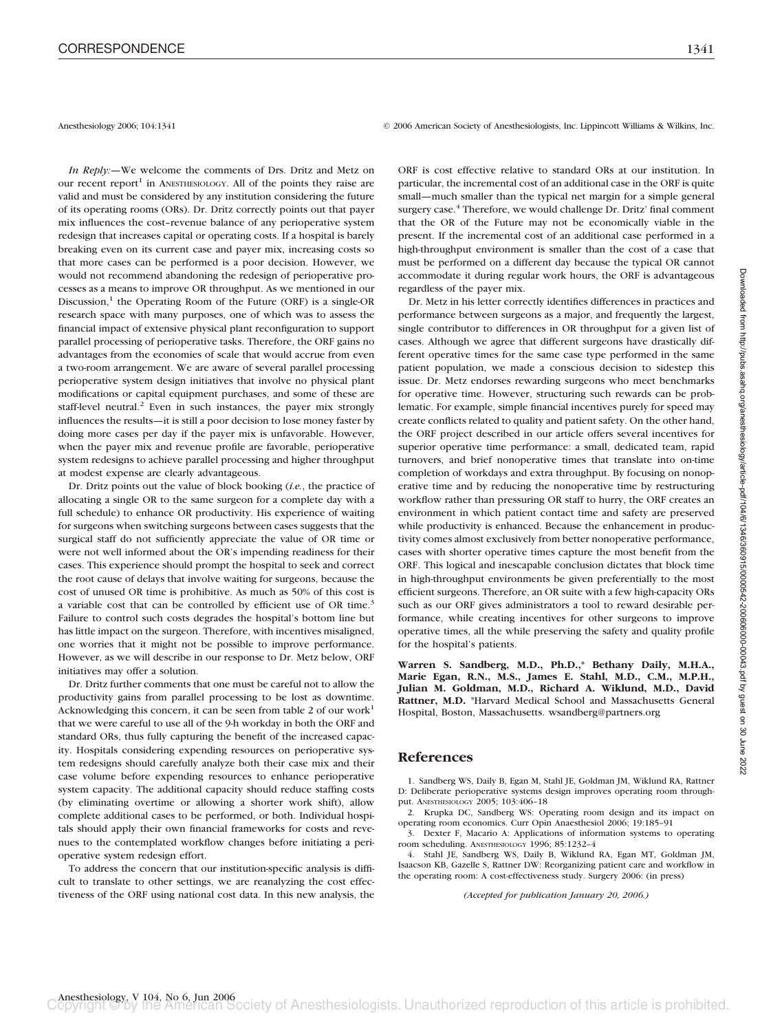*In Reply:*—We welcome the comments of Drs. Dritz and Metz on our recent report[1] in ANESTHESIOLOGY. All of the points they raise are valid and must be considered by any institution considering the future of its operating rooms (ORs). Dr. Dritz correctly points out that payer mix influences the cost–revenue balance of any perioperative system redesign that increases capital or operating costs. If a hospital is barely breaking even on its current case and payer mix, increasing costs so that more cases can be performed is a poor decision. However, we would not recommend abandoning the redesign of perioperative processes as a means to improve OR throughput. As we mentioned in our Discussion,[1] the Operating Room of the Future (ORF) is a single-OR research space with many purposes, one of which was to assess the financial impact of extensive physical plant reconfiguration to support parallel processing of perioperative tasks. Therefore, the ORF gains no advantages from the economies of scale that would accrue from even a two-room arrangement. We are aware of several parallel processing perioperative system design initiatives that involve no physical plant modifications or capital equipment purchases, and some of these are staff-level neutral.[2] Even in such instances, the payer mix strongly influences the results—it is still a poor decision to lose money faster by doing more cases per day if the payer mix is unfavorable. However, when the payer mix and revenue profile are favorable, perioperative system redesigns to achieve parallel processing and higher throughput at modest expense are clearly advantageous.

Dr. Dritz points out the value of block booking (*i.e.*, the practice of allocating a single OR to the same surgeon for a complete day with a full schedule) to enhance OR productivity. His experience of waiting for surgeons when switching surgeons between cases suggests that the surgical staff do not sufficiently appreciate the value of OR time or were not well informed about the OR's impending readiness for their cases. This experience should prompt the hospital to seek and correct the root cause of delays that involve waiting for surgeons, because the cost of unused OR time is prohibitive. As much as 50% of this cost is a variable cost that can be controlled by efficient use of OR time.[3] Failure to control such costs degrades the hospital's bottom line but has little impact on the surgeon. Therefore, with incentives misaligned, one worries that it might not be possible to improve performance. However, as we will describe in our response to Dr. Metz below, ORF initiatives may offer a solution.

Dr. Dritz further comments that one must be careful not to allow the productivity gains from parallel processing to be lost as downtime. Acknowledging this concern, it can be seen from table 2 of our work[1] that we were careful to use all of the 9-h workday in both the ORF and standard ORs, thus fully capturing the benefit of the increased capacity. Hospitals considering expending resources on perioperative system redesigns should carefully analyze both their case mix and their case volume before expending resources to enhance perioperative system capacity. The additional capacity should reduce staffing costs (by eliminating overtime or allowing a shorter work shift), allow complete additional cases to be performed, or both. Individual hospitals should apply their own financial frameworks for costs and revenues to the contemplated workflow changes before initiating a perioperative system redesign effort.

To address the concern that our institution-specific analysis is difficult to translate to other settings, we are reanalyzing the cost effectiveness of the ORF using national cost data. In this new analysis, the ORF is cost effective relative to standard ORs at our institution. In particular, the incremental cost of an additional case in the ORF is quite small—much smaller than the typical net margin for a simple general surgery case.[4] Therefore, we would challenge Dr. Dritz' final comment that the OR of the Future may not be economically viable in the present. If the incremental cost of an additional case performed in a high-throughput environment is smaller than the cost of a case that must be performed on a different day because the typical OR cannot accommodate it during regular work hours, the ORF is advantageous regardless of the payer mix.

Dr. Metz in his letter correctly identifies differences in practices and performance between surgeons as a major, and frequently the largest, single contributor to differences in OR throughput for a given list of cases. Although we agree that different surgeons have drastically different operative times for the same case type performed in the same patient population, we made a conscious decision to sidestep this issue. Dr. Metz endorses rewarding surgeons who meet benchmarks for operative time. However, structuring such rewards can be problematic. For example, simple financial incentives purely for speed may create conflicts related to quality and patient safety. On the other hand, the ORF project described in our article offers several incentives for superior operative time performance: a small, dedicated team, rapid turnovers, and brief nonoperative times that translate into on-time completion of workdays and extra throughput. By focusing on nonoperative time and by reducing the nonoperative time by restructuring workflow rather than pressuring OR staff to hurry, the ORF creates an environment in which patient contact time and safety are preserved while productivity is enhanced. Because the enhancement in productivity comes almost exclusively from better nonoperative performance, cases with shorter operative times capture the most benefit from the ORF. This logical and inescapable conclusion dictates that block time in high-throughput environments be given preferentially to the most efficient surgeons. Therefore, an OR suite with a few high-capacity ORs such as our ORF gives administrators a tool to reward desirable performance, while creating incentives for other surgeons to improve operative times, all the while preserving the safety and quality profile for the hospital's patients.

**Warren S. Sandberg, M.D., Ph.D.,\* Bethany Daily, M.H.A., Marie Egan, R.N., M.S., James E. Stahl, M.D., C.M., M.P.H., Julian M. Goldman, M.D., Richard A. Wiklund, M.D., David Rattner, M.D.** \*Harvard Medical School and Massachusetts General Hospital, Boston, Massachusetts. wsandberg@partners.org

## References

1. Sandberg WS, Daily B, Egan M, Stahl JE, Goldman JM, Wiklund RA, Rattner D: Deliberate perioperative systems design improves operating room throughput. ANESTHESIOLOGY 2005; 103:406–18
2. Krupka DC, Sandberg WS: Operating room design and its impact on operating room economics. Curr Opin Anaesthesiol 2006; 19:185–91
3. Dexter F, Macario A: Applications of information systems to operating room scheduling. ANESTHESIOLOGY 1996; 85:1232–4
4. Stahl JE, Sandberg WS, Daily B, Wiklund RA, Egan MT, Goldman JM, Isaacson KB, Gazelle S, Rattner DW: Reorganizing patient care and workflow in the operating room: A cost-effectiveness study. Surgery 2006: (in press)

*(Accepted for publication January 20, 2006.)*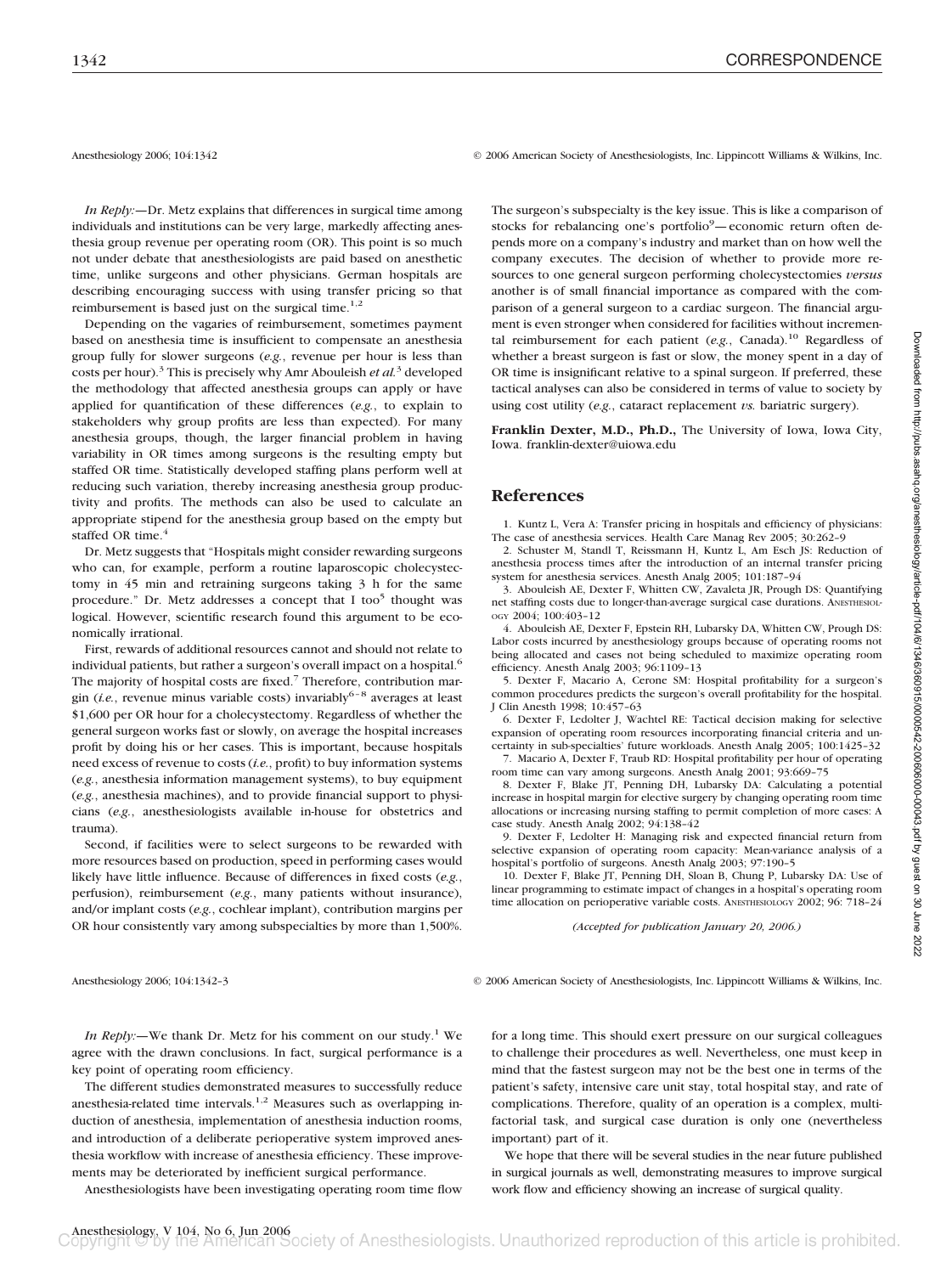Anesthesiology 2006; 104:1342 © 2006 American Society of Anesthesiologists, Inc. Lippincott Williams & Wilkins, Inc.

*In Reply:*—Dr. Metz explains that differences in surgical time among individuals and institutions can be very large, markedly affecting anesthesia group revenue per operating room (OR). This point is so much not under debate that anesthesiologists are paid based on anesthetic time, unlike surgeons and other physicians. German hospitals are describing encouraging success with using transfer pricing so that reimbursement is based just on the surgical time.[1,2]

Depending on the vagaries of reimbursement, sometimes payment based on anesthesia time is insufficient to compensate an anesthesia group fully for slower surgeons (*e.g.*, revenue per hour is less than costs per hour).[3] This is precisely why Amr Abouleish *et al.*[3] developed the methodology that affected anesthesia groups can apply or have applied for quantification of these differences (*e.g.*, to explain to stakeholders why group profits are less than expected). For many anesthesia groups, though, the larger financial problem in having variability in OR times among surgeons is the resulting empty but staffed OR time. Statistically developed staffing plans perform well at reducing such variation, thereby increasing anesthesia group productivity and profits. The methods can also be used to calculate an appropriate stipend for the anesthesia group based on the empty but staffed OR time.[4]

Dr. Metz suggests that "Hospitals might consider rewarding surgeons who can, for example, perform a routine laparoscopic cholecystectomy in 45 min and retraining surgeons taking 3 h for the same procedure." Dr. Metz addresses a concept that I too[5] thought was logical. However, scientific research found this argument to be economically irrational.

First, rewards of additional resources cannot and should not relate to individual patients, but rather a surgeon's overall impact on a hospital.[6] The majority of hospital costs are fixed.[7] Therefore, contribution margin (*i.e.*, revenue minus variable costs) invariably[6–8] averages at least $1,600 per OR hour for a cholecystectomy. Regardless of whether the general surgeon works fast or slowly, on average the hospital increases profit by doing his or her cases. This is important, because hospitals need excess of revenue to costs (*i.e.*, profit) to buy information systems (*e.g.*, anesthesia information management systems), and to buy equipment (*e.g.*, anesthesia machines), and to provide financial support to physicians (*e.g.*, anesthesiologists available in-house for obstetrics and trauma).

Second, if facilities were to select surgeons to be rewarded with more resources based on production, speed in performing cases would likely have little influence. Because of differences in fixed costs (*e.g.*, perfusion), reimbursement (*e.g.*, many patients without insurance), and/or implant costs (*e.g.*, cochlear implant), contribution margins per OR hour consistently vary among subspecialties by more than 1,500%. The surgeon's subspecialty is the key issue. This is like a comparison of stocks for rebalancing one's portfolio[9]—economic return often depends more on a company's industry and market than on how well the company executes. The decision of whether to provide more resources to one general surgeon performing cholecystectomies *versus* another is of small financial importance as compared with the comparison of a general surgeon to a cardiac surgeon. The financial argument is even stronger when considered for facilities without incremental reimbursement for each patient (*e.g.*, Canada).[10] Regardless of whether a breast surgeon is fast or slow, the money spent in a day of OR time is insignificant relative to a spinal surgeon. If preferred, these tactical analyses can also be considered in terms of value to society by using cost utility (*e.g.*, cataract replacement *vs.* bariatric surgery).

**Franklin Dexter, M.D., Ph.D.,** The University of Iowa, Iowa City, Iowa. franklin-dexter@uiowa.edu

## References

1. Kuntz L, Vera A: Transfer pricing in hospitals and efficiency of physicians: The case of anesthesia services. Health Care Manag Rev 2005; 30:262–9
2. Schuster M, Standl T, Reissmann H, Kuntz L, Am Esch JS: Reduction of anesthesia process times after the introduction of an internal transfer pricing system for anesthesia services. Anesth Analg 2005; 101:187–94
3. Abouleish AE, Dexter F, Whitten CW, Zavaleta JR, Prough DS: Quantifying net staffing costs due to longer-than-average surgical case durations. Anesthesiology 2004; 100:403–12
4. Abouleish AE, Dexter F, Epstein RH, Lubarsky DA, Whitten CW, Prough DS: Labor costs incurred by anesthesiology groups because of operating rooms not being allocated and cases not being scheduled to maximize operating room efficiency. Anesth Analg 2003; 96:1109–13
5. Dexter F, Macario A, Cerone SM: Hospital profitability for a surgeon's common procedures predicts the surgeon's overall profitability for the hospital. J Clin Anesth 1998; 10:457–63
6. Dexter F, Ledolter J, Wachtel RE: Tactical decision making for selective expansion of operating room resources incorporating financial criteria and uncertainty in sub-specialties' future workloads. Anesth Analg 2005; 100:1425–32
7. Macario A, Dexter F, Traub RD: Hospital profitability per hour of operating room time can vary among surgeons. Anesth Analg 2001; 93:669–75
8. Dexter F, Blake JT, Penning DH, Lubarsky DA: Calculating a potential increase in hospital margin for elective surgery by changing operating room time allocations or increasing nursing staffing to permit completion of more cases: A case study. Anesth Analg 2002; 94:138–42
9. Dexter F, Ledolter H: Managing risk and expected financial return from selective expansion of operating room capacity: Mean-variance analysis of a hospital's portfolio of surgeons. Anesth Analg 2003; 97:190–5
10. Dexter F, Blake JT, Penning DH, Sloan B, Chung P, Lubarsky DA: Use of linear programming to estimate impact of changes in a hospital's operating room time allocation on perioperative variable costs. Anesthesiology 2002; 96: 718–24

*(Accepted for publication January 20, 2006.)*

Anesthesiology 2006; 104:1342–3 © 2006 American Society of Anesthesiologists, Inc. Lippincott Williams & Wilkins, Inc.

*In Reply:*—We thank Dr. Metz for his comment on our study.[1] We agree with the drawn conclusions. In fact, surgical performance is a key point of operating room efficiency.

The different studies demonstrated measures to successfully reduce anesthesia-related time intervals.[1,2] Measures such as overlapping induction of anesthesia, implementation of anesthesia induction rooms, and introduction of a deliberate perioperative system improved anesthesia workflow with increase of anesthesia efficiency. These improvements may be deteriorated by inefficient surgical performance.

Anesthesiologists have been investigating operating room time flow for a long time. This should exert pressure on our surgical colleagues to challenge their procedures as well. Nevertheless, one must keep in mind that the fastest surgeon may not be the best one in terms of the patient's safety, intensive care unit stay, total hospital stay, and rate of complications. Therefore, quality of an operation is a complex, multifactorial task, and surgical case duration is only one (nevertheless important) part of it.

We hope that there will be several studies in the near future published in surgical journals as well, demonstrating measures to improve surgical work flow and efficiency showing an increase of surgical quality.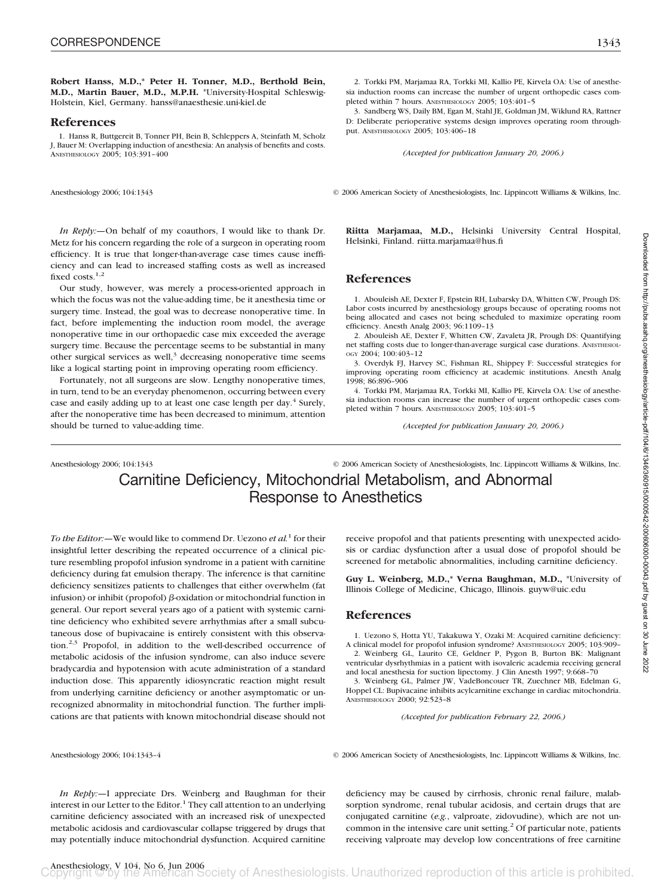**Robert Hanss, M.D.,*** **Peter H. Tonner, M.D., Berthold Bein, M.D., Martin Bauer, M.D., M.P.H.** *University-Hospital Schleswig-Holstein, Kiel, Germany. hanss@anaesthesie.uni-kiel.de

## References

1. Hanss R, Buttgereit B, Tonner PH, Bein B, Schleppers A, Steinfath M, Scholz J, Bauer M: Overlapping induction of anesthesia: An analysis of benefits and costs. ANESTHESIOLOGY 2005; 103:391–400
2. Torkki PM, Marjamaa RA, Torkki MI, Kallio PE, Kirvela OA: Use of anesthesia induction rooms can increase the number of urgent orthopedic cases completed within 7 hours. ANESTHESIOLOGY 2005; 103:401–5
3. Sandberg WS, Daily BM, Egan M, Stahl JE, Goldman JM, Wiklund RA, Rattner D: Deliberate perioperative systems design improves operating room throughput. ANESTHESIOLOGY 2005; 103:406–18

*(Accepted for publication January 20, 2006.)*

*In Reply:*—On behalf of my coauthors, I would like to thank Dr. Metz for his concern regarding the role of a surgeon in operating room efficiency. It is true that longer-than-average case times cause inefficiency and can lead to increased staffing costs as well as increased fixed costs.[1,2]

Our study, however, was merely a process-oriented approach in which the focus was not the value-adding time, be it anesthesia time or surgery time. Instead, the goal was to decrease nonoperative time. In fact, before implementing the induction room model, the average nonoperative time in our orthopaedic case mix exceeded the average surgery time. Because the percentage seems to be substantial in many other surgical services as well,[3] decreasing nonoperative time seems like a logical starting point in improving operating room efficiency.

Fortunately, not all surgeons are slow. Lengthy nonoperative times, in turn, tend to be an everyday phenomenon, occurring between every case and easily adding up to at least one case length per day.[4] Surely, after the nonoperative time has been decreased to minimum, attention should be turned to value-adding time.

**Riitta Marjamaa, M.D.,** Helsinki University Central Hospital, Helsinki, Finland. riitta.marjamaa@hus.fi

## References

1. Abouleish AE, Dexter F, Epstein RH, Lubarsky DA, Whitten CW, Prough DS: Labor costs incurred by anesthesiology groups because of operating rooms not being allocated and cases not being scheduled to maximize operating room efficiency. Anesth Analg 2003; 96:1109–13
2. Abouleish AE, Dexter F, Whitten CW, Zavaleta JR, Prough DS: Quantifying net staffing costs due to longer-than-average surgical case durations. ANESTHESIOLOGY 2004; 100:403–12
3. Overdyk FJ, Harvey SC, Fishman RL, Shippey F: Successful strategies for improving operating room efficiency at academic institutions. Anesth Analg 1998; 86:896–906
4. Torkki PM, Marjamaa RA, Torkki MI, Kallio PE, Kirvela OA: Use of anesthesia induction rooms can increase the number of urgent orthopedic cases completed within 7 hours. ANESTHESIOLOGY 2005; 103:401–5

*(Accepted for publication January 20, 2006.)*

# Carnitine Deficiency, Mitochondrial Metabolism, and Abnormal Response to Anesthetics

*To the Editor:*—We would like to commend Dr. Uezono *et al.*[1] for their insightful letter describing the repeated occurrence of a clinical picture resembling propofol infusion syndrome in a patient with carnitine deficiency during fat emulsion therapy. The inference is that carnitine deficiency sensitizes patients to challenges that either overwhelm (fat infusion) or inhibit (propofol) β-oxidation or mitochondrial function in general. Our report several years ago of a patient with systemic carnitine deficiency who exhibited severe arrhythmias after a small subcutaneous dose of bupivacaine is entirely consistent with this observation.[2,3] Propofol, in addition to the well-described occurrence of metabolic acidosis of the infusion syndrome, can also induce severe bradycardia and hypotension with acute administration of a standard induction dose. This apparently idiosyncratic reaction might result from underlying carnitine deficiency or another asymptomatic or unrecognized abnormality in mitochondrial function. The further implications are that patients with known mitochondrial disease should not receive propofol and that patients presenting with unexpected acidosis or cardiac dysfunction after a usual dose of propofol should be screened for metabolic abnormalities, including carnitine deficiency.

**Guy L. Weinberg, M.D.,*** **Verna Baughman, M.D.,** *University of Illinois College of Medicine, Chicago, Illinois. guyw@uic.edu

## References

1. Uezono S, Hotta YU, Takakuwa Y, Ozaki M: Acquired carnitine deficiency: A clinical model for propofol infusion syndrome? ANESTHESIOLOGY 2005; 103:909–
2. Weinberg GL, Laurito CE, Geldner P, Pygon B, Burton BK: Malignant ventricular dysrhythmias in a patient with isovaleric academia receiving general and local anesthesia for suction lipectomy. J Clin Anesth 1997; 9:668–70
3. Weinberg GL, Palmer JW, VadeBoncouer TR, Zuechner MB, Edelman G, Hoppel CL: Bupivacaine inhibits acylcarnitine exchange in cardiac mitochondria. ANESTHESIOLOGY 2000; 92:523–8

*(Accepted for publication February 22, 2006.)*

*In Reply:*—I appreciate Drs. Weinberg and Baughman for their interest in our Letter to the Editor.[1] They call attention to an underlying carnitine deficiency associated with an increased risk of unexpected metabolic acidosis and cardiovascular collapse triggered by drugs that may potentially induce mitochondrial dysfunction. Acquired carnitine deficiency may be caused by cirrhosis, chronic renal failure, malabsorption syndrome, renal tubular acidosis, and certain drugs that are conjugated carnitine (*e.g.*, valproate, zidovudine), which are not uncommon in the intensive care unit setting.[2] Of particular note, patients receiving valproate may develop low concentrations of free carnitine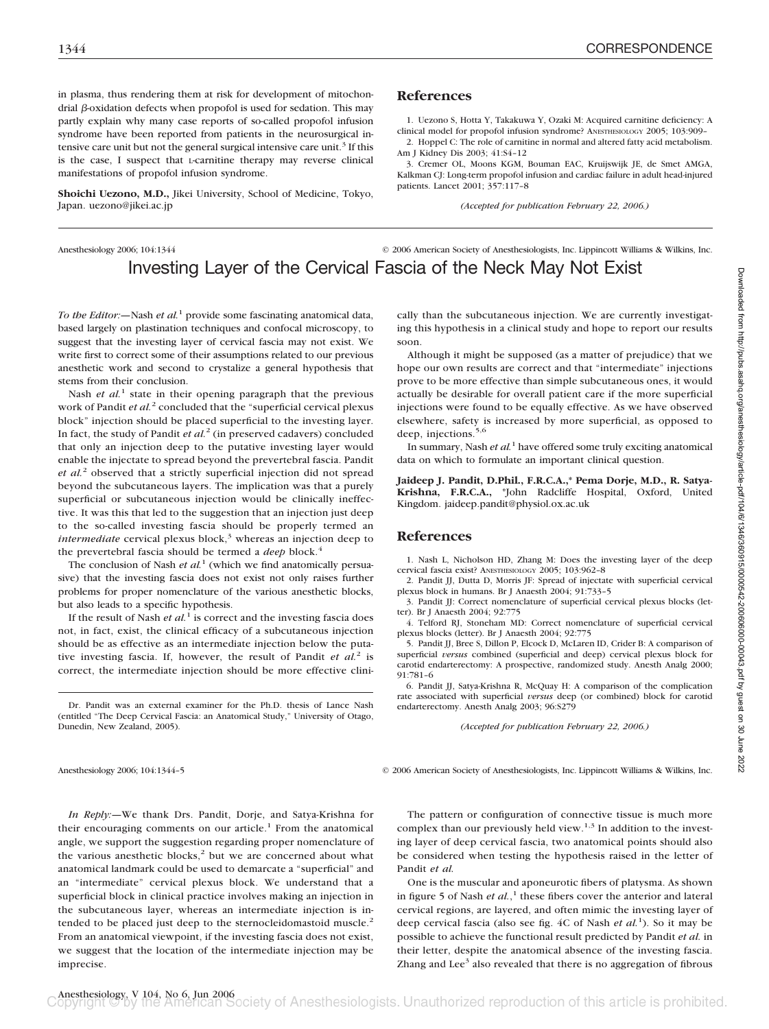in plasma, thus rendering them at risk for development of mitochondrial β-oxidation defects when propofol is used for sedation. This may partly explain why many case reports of so-called propofol infusion syndrome have been reported from patients in the neurosurgical intensive care unit but not the general surgical intensive care unit.[3] If this is the case, I suspect that L-carnitine therapy may reverse clinical manifestations of propofol infusion syndrome.

**Shoichi Uezono, M.D.,** Jikei University, School of Medicine, Tokyo, Japan. uezono@jikei.ac.jp

## References

1. Uezono S, Hotta Y, Takakuwa Y, Ozaki M: Acquired carnitine deficiency: A clinical model for propofol infusion syndrome? ANESTHESIOLOGY 2005; 103:909–
2. Hoppel C: The role of carnitine in normal and altered fatty acid metabolism. Am J Kidney Dis 2003; 41:S4–12
3. Cremer OL, Moons KGM, Bouman EAC, Kruijswijk JE, de Smet AMGA, Kalkman CJ: Long-term propofol infusion and cardiac failure in adult head-injured patients. Lancet 2001; 357:117–8

*(Accepted for publication February 22, 2006.)*

Anesthesiology 2006; 104:1344 © 2006 American Society of Anesthesiologists, Inc. Lippincott Williams & Wilkins, Inc.

# Investing Layer of the Cervical Fascia of the Neck May Not Exist

*To the Editor:*—Nash *et al.*[1] provide some fascinating anatomical data, based largely on plastination techniques and confocal microscopy, to suggest that the investing layer of cervical fascia may not exist. We write first to correct some of their assumptions related to our previous anesthetic work and second to crystalize a general hypothesis that stems from their conclusion.

Nash *et al.*[1] state in their opening paragraph that the previous work of Pandit *et al.*[2] concluded that the "superficial cervical plexus block" injection should be placed superficial to the investing layer. In fact, the study of Pandit *et al.*[2] (in preserved cadavers) concluded that only an injection deep to the putative investing layer would enable the injectate to spread beyond the prevertebral fascia. Pandit *et al.*[2] observed that a strictly superficial injection did not spread beyond the subcutaneous layers. The implication was that a purely superficial or subcutaneous injection would be clinically ineffective. It was this that led to the suggestion that an injection just deep to the so-called investing fascia should be properly termed an *intermediate* cervical plexus block,[3] whereas an injection deep to the prevertebral fascia should be termed a *deep* block.[4]

The conclusion of Nash *et al.*[1] (which we find anatomically persuasive) that the investing fascia does not exist not only raises further problems for proper nomenclature of the various anesthetic blocks, but also leads to a specific hypothesis.

If the result of Nash *et al.*[1] is correct and the investing fascia does not, in fact, exist, the clinical efficacy of a subcutaneous injection should be as effective as an intermediate injection below the putative investing fascia. If, however, the result of Pandit *et al.*[2] is correct, the intermediate injection should be more effective clinically than the subcutaneous injection. We are currently investigating this hypothesis in a clinical study and hope to report our results soon.

Although it might be supposed (as a matter of prejudice) that we hope our own results are correct and that "intermediate" injections prove to be more effective than simple subcutaneous ones, it would actually be desirable for overall patient care if the more superficial injections were found to be equally effective. As we have observed elsewhere, safety is increased by more superficial, as opposed to deep, injections.[5,6]

In summary, Nash *et al.*[1] have offered some truly exciting anatomical data on which to formulate an important clinical question.

**Jaideep J. Pandit, D.Phil., F.R.C.A.,\* Pema Dorje, M.D., R. Satya-Krishna, F.R.C.A.,** \*John Radcliffe Hospital, Oxford, United Kingdom. jaideep.pandit@physiol.ox.ac.uk

Dr. Pandit was an external examiner for the Ph.D. thesis of Lance Nash (entitled "The Deep Cervical Fascia: an Anatomical Study," University of Otago, Dunedin, New Zealand, 2005).

## References

1. Nash L, Nicholson HD, Zhang M: Does the investing layer of the deep cervical fascia exist? ANESTHESIOLOGY 2005; 103:962–8
2. Pandit JJ, Dutta D, Morris JF: Spread of injectate with superficial cervical plexus block in humans. Br J Anaesth 2004; 91:733–5
3. Pandit JJ: Correct nomenclature of superficial cervical plexus blocks (letter). Br J Anaesth 2004; 92:775
4. Telford RJ, Stoneham MD: Correct nomenclature of superficial cervical plexus blocks (letter). Br J Anaesth 2004; 92:775
5. Pandit JJ, Bree S, Dillon P, Elcock D, McLaren ID, Crider B: A comparison of superficial *versus* combined (superficial and deep) cervical plexus block for carotid endarterectomy: A prospective, randomized study. Anesth Analg 2000; 91:781–6
6. Pandit JJ, Satya-Krishna R, McQuay H: A comparison of the complication rate associated with superficial *versus* deep (or combined) block for carotid endarterectomy. Anesth Analg 2003; 96:S279

*(Accepted for publication February 22, 2006.)*

Anesthesiology 2006; 104:1344–5 © 2006 American Society of Anesthesiologists, Inc. Lippincott Williams & Wilkins, Inc.

*In Reply:*—We thank Drs. Pandit, Dorje, and Satya-Krishna for their encouraging comments on our article.[1] From the anatomical angle, we support the suggestion regarding proper nomenclature of the various anesthetic blocks,[2] but we are concerned about what anatomical landmark could be used to demarcate a "superficial" and an "intermediate" cervical plexus block. We understand that a superficial block in clinical practice involves making an injection in the subcutaneous layer, whereas an intermediate injection is intended to be placed just deep to the sternocleidomastoid muscle.[2] From an anatomical viewpoint, if the investing fascia does not exist, we suggest that the location of the intermediate injection may be imprecise.

The pattern or configuration of connective tissue is much more complex than our previously held view.[1,3] In addition to the investing layer of deep cervical fascia, two anatomical points should also be considered when testing the hypothesis raised in the letter of Pandit *et al.*

One is the muscular and aponeurotic fibers of platysma. As shown in figure 5 of Nash *et al.*,[1] these fibers cover the anterior and lateral cervical regions, are layered, and often mimic the investing layer of deep cervical fascia (also see fig. 4C of Nash *et al.*[1]). So it may be possible to achieve the functional result predicted by Pandit *et al.* in their letter, despite the anatomical absence of the investing fascia. Zhang and Lee[3] also revealed that there is no aggregation of fibrous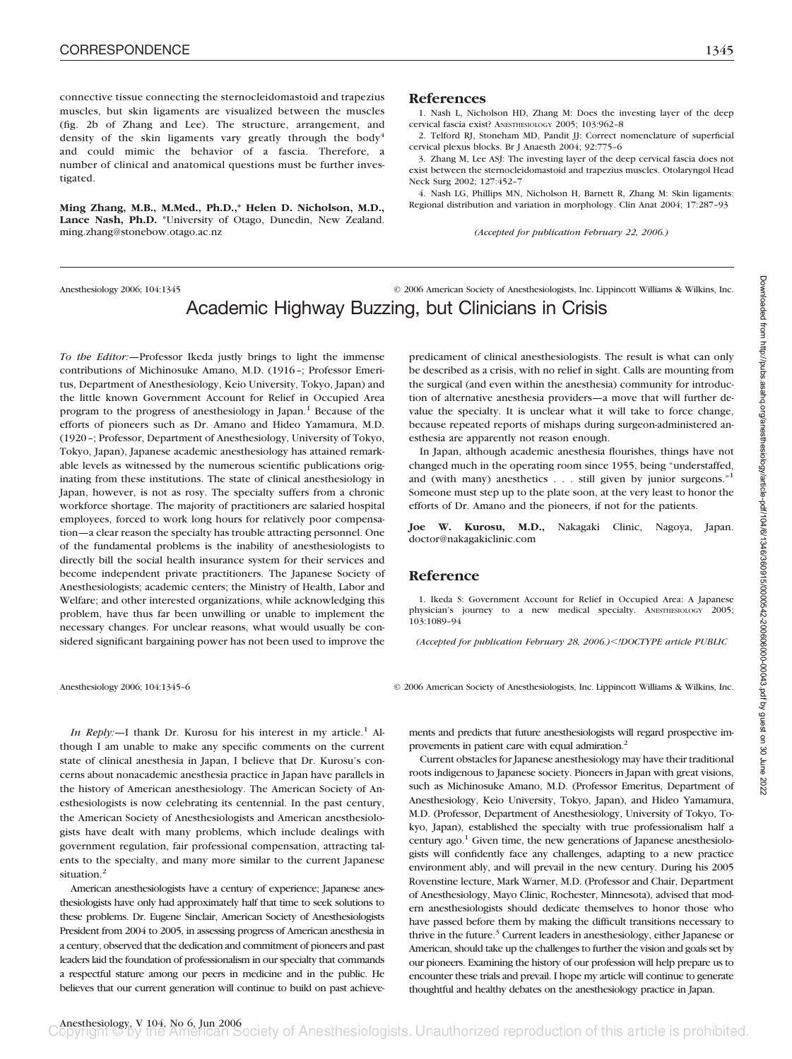connective tissue connecting the sternocleidomastoid and trapezius muscles, but skin ligaments are visualized between the muscles (fig. 2b of Zhang and Lee). The structure, arrangement, and density of the skin ligaments vary greatly through the body[4] and could mimic the behavior of a fascia. Therefore, a number of clinical and anatomical questions must be further investigated.

**Ming Zhang, M.B., M.Med., Ph.D.,* Helen D. Nicholson, M.D., Lance Nash, Ph.D.** *University of Otago, Dunedin, New Zealand. ming.zhang@stonebow.otago.ac.nz

## References

1. Nash L, Nicholson HD, Zhang M: Does the investing layer of the deep cervical fascia exist? ANESTHESIOLOGY 2005; 103:962–8
2. Telford RJ, Stoneham MD, Pandit JJ: Correct nomenclature of superficial cervical plexus blocks. Br J Anaesth 2004; 92:775–6
3. Zhang M, Lee ASJ: The investing layer of the deep cervical fascia does not exist between the sternocleidomastoid and trapezius muscles. Otolaryngol Head Neck Surg 2002; 127:452–7
4. Nash LG, Phillips MN, Nicholson H, Barnett R, Zhang M: Skin ligaments: Regional distribution and variation in morphology. Clin Anat 2004; 17:287–93

*(Accepted for publication February 22, 2006.)*

Anesthesiology 2006; 104:1345 © 2006 American Society of Anesthesiologists, Inc. Lippincott Williams & Wilkins, Inc.

# Academic Highway Buzzing, but Clinicians in Crisis

*To the Editor:*—Professor Ikeda justly brings to light the immense contributions of Michinosuke Amano, M.D. (1916–; Professor Emeritus, Department of Anesthesiology, Keio University, Tokyo, Japan) and the little known Government Account for Relief in Occupied Area program to the progress of anesthesiology in Japan.[1] Because of the efforts of pioneers such as Dr. Amano and Hideo Yamamura, M.D. (1920–; Professor, Department of Anesthesiology, University of Tokyo, Tokyo, Japan), Japanese academic anesthesiology has attained remarkable levels as witnessed by the numerous scientific publications originating from these institutions. The state of clinical anesthesiology in Japan, however, is not as rosy. The specialty suffers from a chronic workforce shortage. The majority of practitioners are salaried hospital employees, forced to work long hours for relatively poor compensation—a clear reason the specialty has trouble attracting personnel. One of the fundamental problems is the inability of anesthesiologists to directly bill the social health insurance system for their services and become independent private practitioners. The Japanese Society of Anesthesiologists; academic centers; the Ministry of Health, Labor and Welfare; and other interested organizations, while acknowledging this problem, have thus far been unwilling or unable to implement the necessary changes. For unclear reasons, what would usually be considered significant bargaining power has not been used to improve the predicament of clinical anesthesiologists. The result is what can only be described as a crisis, with no relief in sight. Calls are mounting from the surgical (and even within the anesthesia) community for introduction of alternative anesthesia providers—a move that will further devalue the specialty. It is unclear what it will take to force change, because repeated reports of mishaps during surgeon-administered anesthesia are apparently not reason enough.

In Japan, although academic anesthesia flourishes, things have not changed much in the operating room since 1955, being "understaffed, and (with many) anesthetics . . . still given by junior surgeons."[1] Someone must step up to the plate soon, at the very least to honor the efforts of Dr. Amano and the pioneers, if not for the patients.

**Joe W. Kurosu, M.D.,** Nakagaki Clinic, Nagoya, Japan. doctor@nakagakiclinic.com

## Reference

1. Ikeda S: Government Account for Relief in Occupied Area: A Japanese physician's journey to a new medical specialty. ANESTHESIOLOGY 2005; 103:1089–94

*(Accepted for publication February 28, 2006.)*<!DOCTYPE article PUBLIC

Anesthesiology 2006; 104:1345–6 © 2006 American Society of Anesthesiologists, Inc. Lippincott Williams & Wilkins, Inc.

*In Reply:*—I thank Dr. Kurosu for his interest in my article.[1] Although I am unable to make any specific comments on the current state of clinical anesthesia in Japan, I believe that Dr. Kurosu's concerns about nonacademic anesthesia practice in Japan have parallels in the history of American anesthesiology. The American Society of Anesthesiologists is now celebrating its centennial. In the past century, the American Society of Anesthesiologists and American anesthesiologists have dealt with many problems, which include dealings with government regulation, fair professional compensation, attracting talents to the specialty, and many more similar to the current Japanese situation.[2]

American anesthesiologists have a century of experience; Japanese anesthesiologists have only had approximately half that time to seek solutions to these problems. Dr. Eugene Sinclair, American Society of Anesthesiologists President from 2004 to 2005, in assessing progress of American anesthesia in a century, observed that the dedication and commitment of pioneers and past leaders laid the foundation of professionalism in our specialty that commands a respectful stature among our peers in medicine and in the public. He believes that our current generation will continue to build on past achievements and predicts that future anesthesiologists will regard prospective improvements in patient care with equal admiration.[2]

Current obstacles for Japanese anesthesiology may have their traditional roots indigenous to Japanese society. Pioneers in Japan with great visions, such as Michinosuke Amano, M.D. (Professor Emeritus, Department of Anesthesiology, Keio University, Tokyo, Japan), and Hideo Yamamura, M.D. (Professor, Department of Anesthesiology, University of Tokyo, Tokyo, Japan), established the specialty with true professionalism half a century ago.[1] Given time, the new generations of Japanese anesthesiologists will confidently face any challenges, adapting to a new practice environment ably, and will prevail in the new century. During his 2005 Rovenstine lecture, Mark Warner, M.D. (Professor and Chair, Department of Anesthesiology, Mayo Clinic, Rochester, Minnesota), advised that modern anesthesiologists should dedicate themselves to honor those who have passed before them by making the difficult transitions necessary to thrive in the future.[3] Current leaders in anesthesiology, either Japanese or American, should take up the challenges to further the vision and goals set by our pioneers. Examining the history of our profession will help prepare us to encounter these trials and prevail. I hope my article will continue to generate thoughtful and healthy debates on the anesthesiology practice in Japan.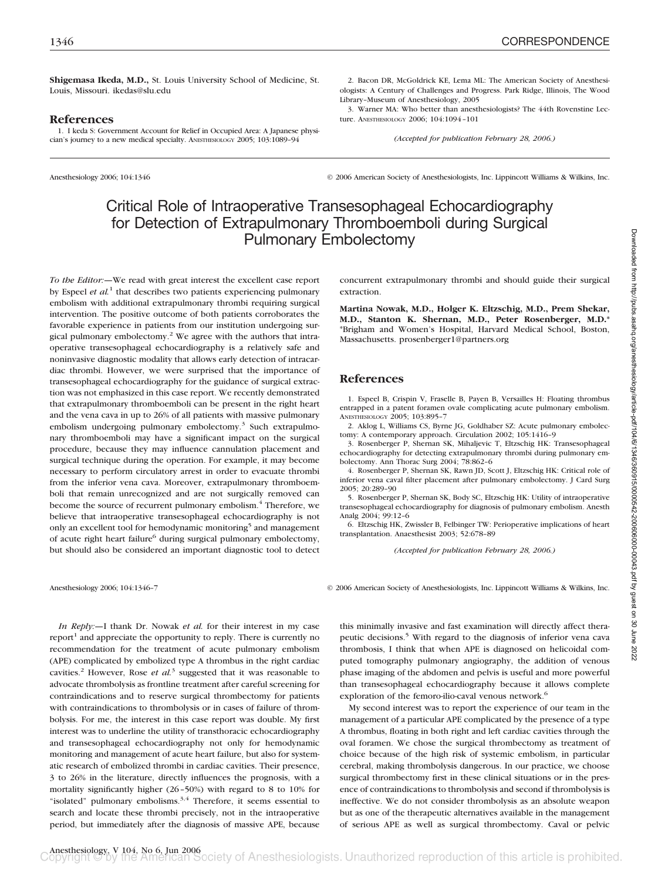**Shigemasa Ikeda, M.D.,** St. Louis University School of Medicine, St. Louis, Missouri. ikedas@slu.edu

## References

1. I keda S: Government Account for Relief in Occupied Area: A Japanese physician's journey to a new medical specialty. ANESTHESIOLOGY 2005; 103:1089–94
2. Bacon DR, McGoldrick KE, Lema ML: The American Society of Anesthesiologists: A Century of Challenges and Progress. Park Ridge, Illinois, The Wood Library–Museum of Anesthesiology, 2005
3. Warner MA: Who better than anesthesiologists? The 44th Rovenstine Lecture. ANESTHESIOLOGY 2006; 104:1094–101

*(Accepted for publication February 28, 2006.)*

Anesthesiology 2006; 104:1346 © 2006 American Society of Anesthesiologists, Inc. Lippincott Williams & Wilkins, Inc.

# Critical Role of Intraoperative Transesophageal Echocardiography for Detection of Extrapulmonary Thromboemboli during Surgical Pulmonary Embolectomy

*To the Editor:*—We read with great interest the excellent case report by Espeel *et al.*[1] that describes two patients experiencing pulmonary embolism with additional extrapulmonary thrombi requiring surgical intervention. The positive outcome of both patients corroborates the favorable experience in patients from our institution undergoing surgical pulmonary embolectomy.[2] We agree with the authors that intraoperative transesophageal echocardiography is a relatively safe and noninvasive diagnostic modality that allows early detection of intracardiac thrombi. However, we were surprised that the importance of transesophageal echocardiography for the guidance of surgical extraction was not emphasized in this case report. We recently demonstrated that extrapulmonary thromboemboli can be present in the right heart and the vena cava in up to 26% of all patients with massive pulmonary embolism undergoing pulmonary embolectomy.[3] Such extrapulmonary thromboemboli may have a significant impact on the surgical procedure, because they may influence cannulation placement and surgical technique during the operation. For example, it may become necessary to perform circulatory arrest in order to evacuate thrombi from the inferior vena cava. Moreover, extrapulmonary thromboemboli that remain unrecognized and are not surgically removed can become the source of recurrent pulmonary embolism.[4] Therefore, we believe that intraoperative transesophageal echocardiography is not only an excellent tool for hemodynamic monitoring[5] and management of acute right heart failure[6] during surgical pulmonary embolectomy, but should also be considered an important diagnostic tool to detect concurrent extrapulmonary thrombi and should guide their surgical extraction.

**Martina Nowak, M.D., Holger K. Eltzschig, M.D., Prem Shekar, M.D., Stanton K. Shernan, M.D., Peter Rosenberger, M.D.*** *Brigham and Women's Hospital, Harvard Medical School, Boston, Massachusetts. prosenberger1@partners.org

## References

1. Espeel B, Crispin V, Fraselle B, Payen B, Versailles H: Floating thrombus entrapped in a patent foramen ovale complicating acute pulmonary embolism. ANESTHESIOLOGY 2005; 103:895–7
2. Aklog L, Williams CS, Byrne JG, Goldhaber SZ: Acute pulmonary embolectomy: A contemporary approach. Circulation 2002; 105:1416–9
3. Rosenberger P, Shernan SK, Mihaljevic T, Eltzschig HK: Transesophageal echocardiography for detecting extrapulmonary thrombi during pulmonary embolectomy. Ann Thorac Surg 2004; 78:862–6
4. Rosenberger P, Shernan SK, Rawn JD, Scott J, Eltzschig HK: Critical role of inferior vena caval filter placement after pulmonary embolectomy. J Card Surg 2005; 20:289–90
5. Rosenberger P, Shernan SK, Body SC, Eltzschig HK: Utility of intraoperative transesophageal echocardiography for diagnosis of pulmonary embolism. Anesth Analg 2004; 99:12–6
6. Eltzschig HK, Zwissler B, Felbinger TW: Perioperative implications of heart transplantation. Anaesthesist 2003; 52:678–89

*(Accepted for publication February 28, 2006.)*

Anesthesiology 2006; 104:1346–7 © 2006 American Society of Anesthesiologists, Inc. Lippincott Williams & Wilkins, Inc.

*In Reply:*—I thank Dr. Nowak *et al.* for their interest in my case report[1] and appreciate the opportunity to reply. There is currently no recommendation for the treatment of acute pulmonary embolism (APE) complicated by embolized type A thrombus in the right cardiac cavities.[2] However, Rose *et al.*[3] suggested that it was reasonable to advocate thrombolysis as frontline treatment after careful screening for contraindications and to reserve surgical thrombectomy for patients with contraindications to thrombolysis or in cases of failure of thrombolysis. For me, the interest in this case report was double. My first interest was to underline the utility of transthoracic echocardiography and transesophageal echocardiography not only for hemodynamic monitoring and management of acute heart failure, but also for systematic research of embolized thrombi in cardiac cavities. Their presence, 3 to 26% in the literature, directly influences the prognosis, with a mortality significantly higher (26–50%) with regard to 8 to 10% for "isolated" pulmonary embolisms.[3,4] Therefore, it seems essential to search and locate these thrombi precisely, not in the intraoperative period, but immediately after the diagnosis of massive APE, because this minimally invasive and fast examination will directly affect therapeutic decisions.[5] With regard to the diagnosis of inferior vena cava thrombosis, I think that when APE is diagnosed on helicoidal computed tomography pulmonary angiography, the addition of venous phase imaging of the abdomen and pelvis is useful and more powerful than transesophageal echocardiography because it allows complete exploration of the femoro-ilio-caval venous network.[6]

My second interest was to report the experience of our team in the management of a particular APE complicated by the presence of a type A thrombus, floating in both right and left cardiac cavities through the oval foramen. We chose the surgical thrombectomy as treatment of choice because of the high risk of systemic embolism, in particular cerebral, making thrombolysis dangerous. In our practice, we choose surgical thrombectomy first in these clinical situations or in the presence of contraindications to thrombolysis and second if thrombolysis is ineffective. We do not consider thrombolysis as an absolute weapon but as one of the therapeutic alternatives available in the management of serious APE as well as surgical thrombectomy. Caval or pelvic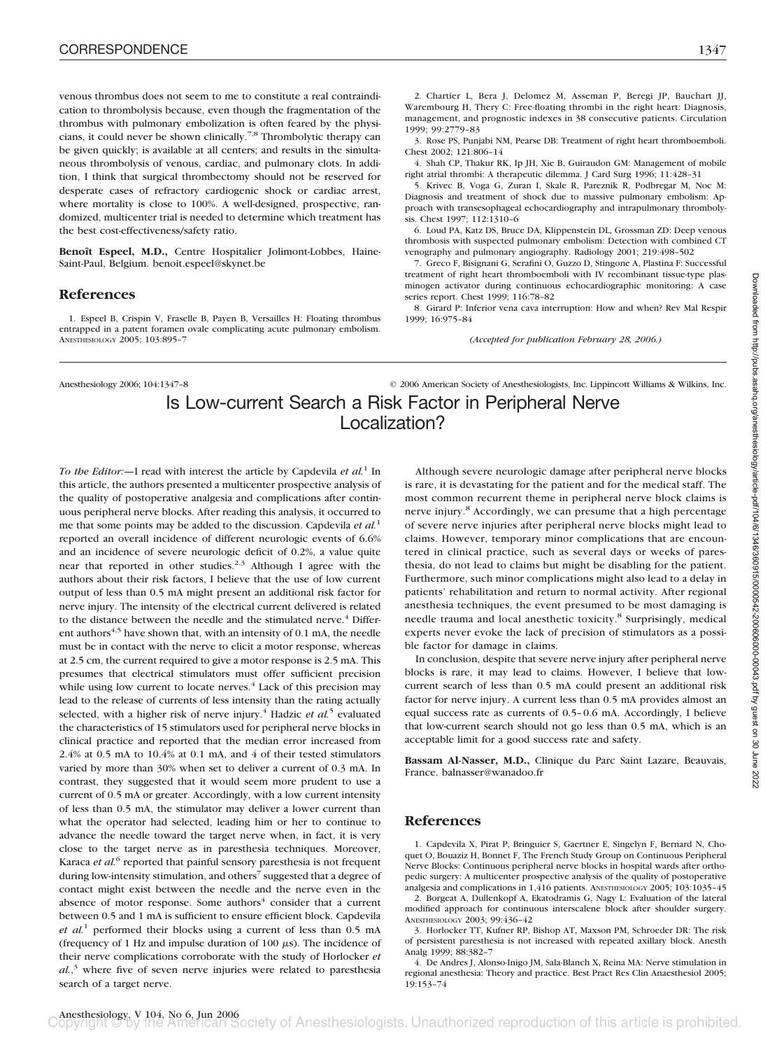venous thrombus does not seem to me to constitute a real contraindication to thrombolysis because, even though the fragmentation of the thrombus with pulmonary embolization is often feared by the physicians, it could never be shown clinically.[7,8] Thrombolytic therapy can be given quickly; is available at all centers; and results in the simultaneous thrombolysis of venous, cardiac, and pulmonary clots. In addition, I think that surgical thrombectomy should not be reserved for desperate cases of refractory cardiogenic shock or cardiac arrest, where mortality is close to 100%. A well-designed, prospective, randomized, multicenter trial is needed to determine which treatment has the best cost-effectiveness/safety ratio.

**Benoît Espeel, M.D.,** Centre Hospitalier Jolimont-Lobbes, Haine-Saint-Paul, Belgium. benoit.espeel@skynet.be

## References

1. Espeel B, Crispin V, Fraselle B, Payen B, Versailles H: Floating thrombus entrapped in a patent foramen ovale complicating acute pulmonary embolism. ANESTHESIOLOGY 2005; 103:895–7
2. Chartier L, Bera J, Delomez M, Asseman P, Beregi JP, Bauchart JJ, Warembourg H, Thery C: Free-floating thrombi in the right heart: Diagnosis, management, and prognostic indexes in 38 consecutive patients. Circulation 1999; 99:2779–83
3. Rose PS, Punjabi NM, Pearse DB: Treatment of right heart thromboemboli. Chest 2002; 121:806–14
4. Shah CP, Thakur RK, Ip JH, Xie B, Guiraudon GM: Management of mobile right atrial thrombi: A therapeutic dilemma. J Card Surg 1996; 11:428–31
5. Krivec B, Voga G, Zuran I, Skale R, Pareznik R, Podbregar M, Noc M: Diagnosis and treatment of shock due to massive pulmonary embolism: Approach with transesophageal echocardiography and intrapulmonary thrombolysis. Chest 1997; 112:1310–6
6. Loud PA, Katz DS, Bruce DA, Klippenstein DL, Grossman ZD: Deep venous thrombosis with suspected pulmonary embolism: Detection with combined CT venography and pulmonary angiography. Radiology 2001; 219:498–502
7. Greco F, Bisignani G, Serafini O, Guzzo D, Stingone A, Plastina F: Successful treatment of right heart thromboemboli with IV recombinant tissue-type plasminogen activator during continuous echocardiographic monitoring: A case series report. Chest 1999; 116:78–82
8. Girard P: Inferior vena cava interruption: How and when? Rev Mal Respir 1999; 16:975–84

*(Accepted for publication February 28, 2006.)*

Anesthesiology 2006; 104:1347–8 © 2006 American Society of Anesthesiologists, Inc. Lippincott Williams & Wilkins, Inc.

# Is Low-current Search a Risk Factor in Peripheral Nerve Localization?

*To the Editor:*—I read with interest the article by Capdevila *et al.*[1] In this article, the authors presented a multicenter prospective analysis of the quality of postoperative analgesia and complications after continuous peripheral nerve blocks. After reading this analysis, it occurred to me that some points may be added to the discussion. Capdevila *et al.*[1] reported an overall incidence of different neurologic events of 6.6% and an incidence of severe neurologic deficit of 0.2%, a value quite near that reported in other studies.[2,3] Although I agree with the authors about their risk factors, I believe that the use of low current output of less than 0.5 mA might present an additional risk factor for nerve injury. The intensity of the electrical current delivered is related to the distance between the needle and the stimulated nerve.[4] Different authors[4,5] have shown that, with an intensity of 0.1 mA, the needle must be in contact with the nerve to elicit a motor response, whereas at 2.5 cm, the current required to give a motor response is 2.5 mA. This presumes that electrical stimulators must offer sufficient precision while using low current to locate nerves.[4] Lack of this precision may lead to the release of currents of less intensity than the rating actually selected, with a higher risk of nerve injury.[4] Hadzic *et al.*[5] evaluated the characteristics of 15 stimulators used for peripheral nerve blocks in clinical practice and reported that the median error increased from 2.4% at 0.5 mA to 10.4% at 0.1 mA, and 4 of their tested stimulators varied by more than 30% when set to deliver a current of 0.3 mA. In contrast, they suggested that it would seem more prudent to use a current of 0.5 mA or greater. Accordingly, with a low current intensity of less than 0.5 mA, the stimulator may deliver a lower current than what the operator had selected, leading him or her to continue to advance the needle toward the target nerve when, in fact, it is very close to the target nerve as in paresthesia techniques. Moreover, Karaca *et al.*[6] reported that painful sensory paresthesia is not frequent during low-intensity stimulation, and others[7] suggested that a degree of contact might exist between the needle and the nerve even in the absence of motor response. Some authors[4] consider that a current between 0.5 and 1 mA is sufficient to ensure efficient block. Capdevila *et al.*[1] performed their blocks using a current of less than 0.5 mA (frequency of 1 Hz and impulse duration of 100 μs). The incidence of their nerve complications corroborate with the study of Horlocker *et al.*,[3] where five of seven nerve injuries were related to paresthesia search of a target nerve.

Although severe neurologic damage after peripheral nerve blocks is rare, it is devastating for the patient and for the medical staff. The most common recurrent theme in peripheral nerve block claims is nerve injury.[8] Accordingly, we can presume that a high percentage of severe nerve injuries after peripheral nerve blocks might lead to claims. However, temporary minor complications that are encountered in clinical practice, such as several days or weeks of paresthesia, do not lead to claims but might be disabling for the patient. Furthermore, such minor complications might also lead to a delay in patients' rehabilitation and return to normal activity. After regional anesthesia techniques, the event presumed to be most damaging is needle trauma and local anesthetic toxicity.[8] Surprisingly, medical experts never evoke the lack of precision of stimulators as a possible factor for damage in claims.

In conclusion, despite that severe nerve injury after peripheral nerve blocks is rare, it may lead to claims. However, I believe that low-current search of less than 0.5 mA could present an additional risk factor for nerve injury. A current less than 0.5 mA provides almost an equal success rate as currents of 0.5–0.6 mA. Accordingly, I believe that low-current search should not go less than 0.5 mA, which is an acceptable limit for a good success rate and safety.

**Bassam Al-Nasser, M.D.,** Clinique du Parc Saint Lazare, Beauvais, France. balnasser@wanadoo.fr

## References

1. Capdevila X, Pirat P, Bringuier S, Gaertner E, Singelyn F, Bernard N, Choquet O, Bouaziz H, Bonnet F, The French Study Group on Continuous Peripheral Nerve Blocks: Continuous peripheral nerve blocks in hospital wards after orthopedic surgery: A multicenter prospective analysis of the quality of postoperative analgesia and complications in 1,416 patients. ANESTHESIOLOGY 2005; 103:1035–45
2. Borgeat A, Dullenkopf A, Ekatodramis G, Nagy L: Evaluation of the lateral modified approach for continuous interscalene block after shoulder surgery. ANESTHESIOLOGY 2003; 99:436–42
3. Horlocker TT, Kufner RP, Bishop AT, Maxson PM, Schroeder DR: The risk of persistent paresthesia is not increased with repeated axillary block. Anesth Analg 1999; 88:382–7
4. De Andres J, Alonso-Inigo JM, Sala-Blanch X, Reina MA: Nerve stimulation in regional anesthesia: Theory and practice. Best Pract Res Clin Anaesthesiol 2005; 19:153–74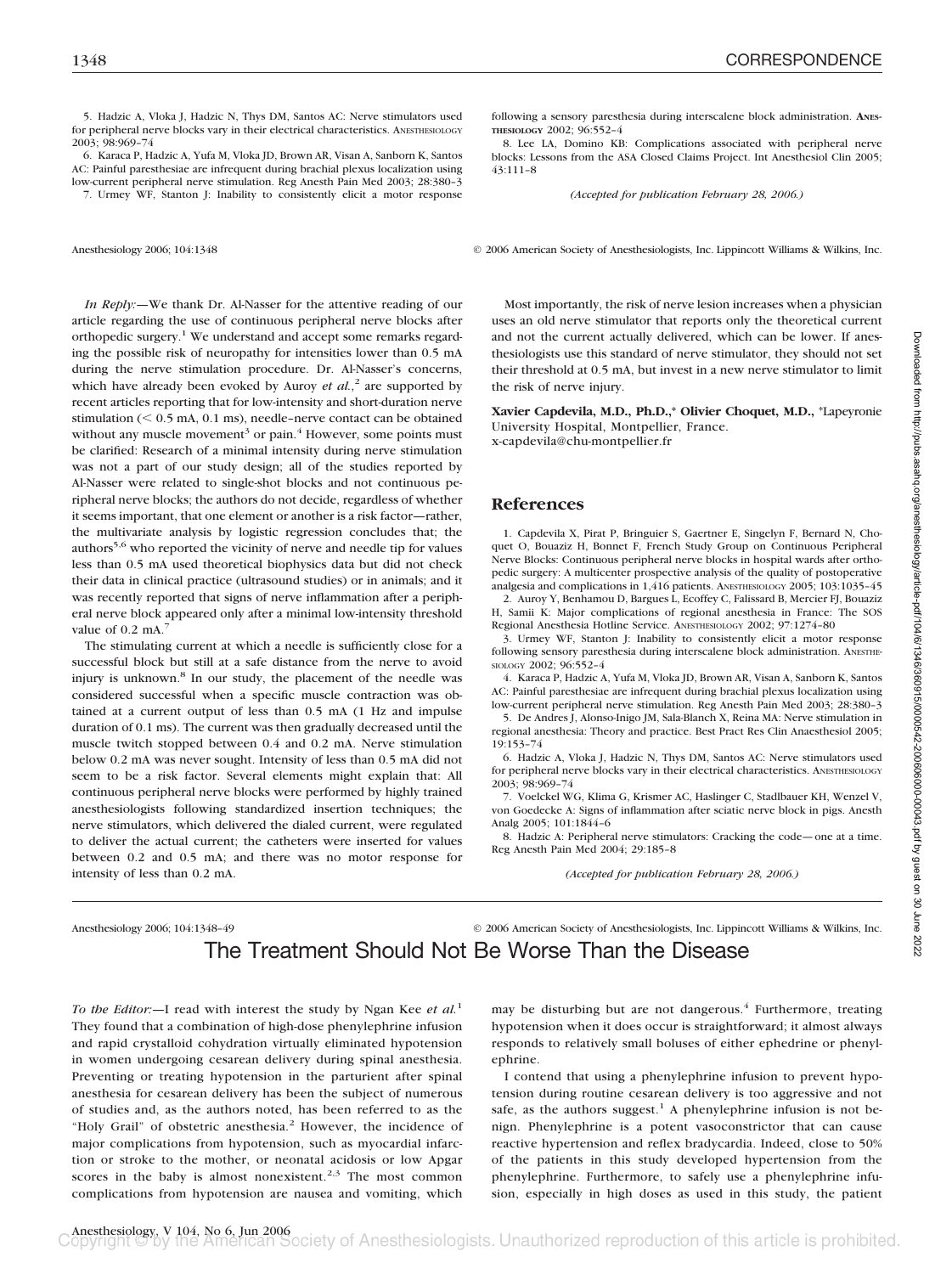5. Hadzic A, Vloka J, Hadzic N, Thys DM, Santos AC: Nerve stimulators used for peripheral nerve blocks vary in their electrical characteristics. ANESTHESIOLOGY 2003; 98:969–74

6. Karaca P, Hadzic A, Yufa M, Vloka JD, Brown AR, Visan A, Sanborn K, Santos AC: Painful paresthesiae are infrequent during brachial plexus localization using low-current peripheral nerve stimulation. Reg Anesth Pain Med 2003; 28:380–3

7. Urmey WF, Stanton J: Inability to consistently elicit a motor response following a sensory paresthesia during interscalene block administration. ANESTHESIOLOGY 2002; 96:552–4

8. Lee LA, Domino KB: Complications associated with peripheral nerve blocks: Lessons from the ASA Closed Claims Project. Int Anesthesiol Clin 2005; 43:111–8

*(Accepted for publication February 28, 2006.)*

Anesthesiology 2006; 104:1348 © 2006 American Society of Anesthesiologists, Inc. Lippincott Williams & Wilkins, Inc.

*In Reply:*—We thank Dr. Al-Nasser for the attentive reading of our article regarding the use of continuous peripheral nerve blocks after orthopedic surgery.[1] We understand and accept some remarks regarding the possible risk of neuropathy for intensities lower than 0.5 mA during the nerve stimulation procedure. Dr. Al-Nasser's concerns, which have already been evoked by Auroy *et al.*,[2] are supported by recent articles reporting that for low-intensity and short-duration nerve stimulation (< 0.5 mA, 0.1 ms), needle–nerve contact can be obtained without any muscle movement[3] or pain.[4] However, some points must be clarified: Research of a minimal intensity during nerve stimulation was not a part of our study design; all of the studies reported by Al-Nasser were related to single-shot blocks and not continuous peripheral nerve blocks; the authors do not decide, regardless of whether it seems important, that one element or another is a risk factor—rather, the multivariate analysis by logistic regression concludes that; the authors[5,6] who reported the vicinity of nerve and needle tip for values less than 0.5 mA used theoretical biophysics data but did not check their data in clinical practice (ultrasound studies) or in animals; and it was recently reported that signs of nerve inflammation after a peripheral nerve block appeared only after a minimal low-intensity threshold value of 0.2 mA.[7]

The stimulating current at which a needle is sufficiently close for a successful block but still at a safe distance from the nerve to avoid injury is unknown.[8] In our study, the placement of the needle was considered successful when a specific muscle contraction was obtained at a current output of less than 0.5 mA (1 Hz and impulse duration of 0.1 ms). The current was then gradually decreased until the muscle twitch stopped between 0.4 and 0.2 mA. Nerve stimulation below 0.2 mA was never sought. Intensity of less than 0.5 mA did not seem to be a risk factor. Several elements might explain that: All continuous peripheral nerve blocks were performed by highly trained anesthesiologists following standardized insertion techniques; the nerve stimulators, which delivered the dialed current, were regulated to deliver the actual current; the catheters were inserted for values between 0.2 and 0.5 mA; and there was no motor response for intensity of less than 0.2 mA.

Most importantly, the risk of nerve lesion increases when a physician uses an old nerve stimulator that reports only the theoretical current and not the current actually delivered, which can be lower. If anesthesiologists use this standard of nerve stimulator, they should not set their threshold at 0.5 mA, but invest in a new nerve stimulator to limit the risk of nerve injury.

**Xavier Capdevila, M.D., Ph.D.,\* Olivier Choquet, M.D.,** \*Lapeyronie University Hospital, Montpellier, France. x-capdevila@chu-montpellier.fr

## References

1. Capdevila X, Pirat P, Bringuier S, Gaertner E, Singelyn F, Bernard N, Choquet O, Bouaziz H, Bonnet F, French Study Group on Continuous Peripheral Nerve Blocks: Continuous peripheral nerve blocks in hospital wards after orthopedic surgery: A multicenter prospective analysis of the quality of postoperative analgesia and complications in 1,416 patients. ANESTHESIOLOGY 2005; 103:1035–45

2. Auroy Y, Benhamou D, Bargues L, Ecoffey C, Falissard B, Mercier FJ, Bouaziz H, Samii K: Major complications of regional anesthesia in France: The SOS Regional Anesthesia Hotline Service. ANESTHESIOLOGY 2002; 97:1274–80

3. Urmey WF, Stanton J: Inability to consistently elicit a motor response following sensory paresthesia during interscalene block administration. ANESTHESIOLOGY 2002; 96:552–4

4. Karaca P, Hadzic A, Yufa M, Vloka JD, Brown AR, Visan A, Sanborn K, Santos AC: Painful paresthesiae are infrequent during brachial plexus localization using low-current peripheral nerve stimulation. Reg Anesth Pain Med 2003; 28:380–3

5. De Andres J, Alonso-Inigo JM, Sala-Blanch X, Reina MA: Nerve stimulation in regional anesthesia: Theory and practice. Best Pract Res Clin Anaesthesiol 2005; 19:153–74

6. Hadzic A, Vloka J, Hadzic N, Thys DM, Santos AC: Nerve stimulators used for peripheral nerve blocks vary in their electrical characteristics. ANESTHESIOLOGY 2003; 98:969–74

7. Voelckel WG, Klima G, Krismer AC, Haslinger C, Stadlbauer KH, Wenzel V, von Goedecke A: Signs of inflammation after sciatic nerve block in pigs. Anesth Analg 2005; 101:1844–6

8. Hadzic A: Peripheral nerve stimulators: Cracking the code—one at a time. Reg Anesth Pain Med 2004; 29:185–8

*(Accepted for publication February 28, 2006.)*

Anesthesiology 2006; 104:1348–49 © 2006 American Society of Anesthesiologists, Inc. Lippincott Williams & Wilkins, Inc.

# The Treatment Should Not Be Worse Than the Disease

*To the Editor:*—I read with interest the study by Ngan Kee *et al.*[1] They found that a combination of high-dose phenylephrine infusion and rapid crystalloid cohydration virtually eliminated hypotension in women undergoing cesarean delivery during spinal anesthesia. Preventing or treating hypotension in the parturient after spinal anesthesia for cesarean delivery has been the subject of numerous of studies and, as the authors noted, has been referred to as the "Holy Grail" of obstetric anesthesia.[2] However, the incidence of major complications from hypotension, such as myocardial infarction or stroke to the mother, or neonatal acidosis or low Apgar scores in the baby is almost nonexistent.[2,3] The most common complications from hypotension are nausea and vomiting, which may be disturbing but are not dangerous.[4] Furthermore, treating hypotension when it does occur is straightforward; it almost always responds to relatively small boluses of either ephedrine or phenylephrine.

I contend that using a phenylephrine infusion to prevent hypotension during routine cesarean delivery is too aggressive and not safe, as the authors suggest.[1] A phenylephrine infusion is not benign. Phenylephrine is a potent vasoconstrictor that can cause reactive hypertension and reflex bradycardia. Indeed, close to 50% of the patients in this study developed hypertension from the phenylephrine. Furthermore, to safely use a phenylephrine infusion, especially in high doses as used in this study, the patient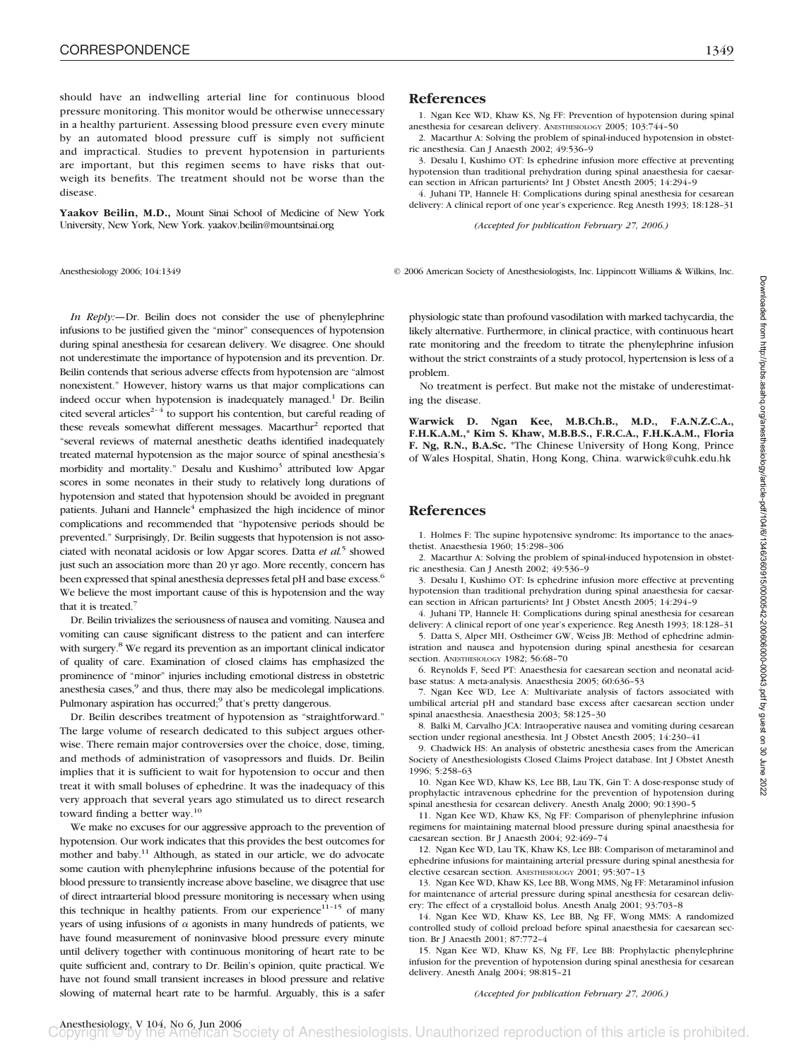should have an indwelling arterial line for continuous blood pressure monitoring. This monitor would be otherwise unnecessary in a healthy parturient. Assessing blood pressure even every minute by an automated blood pressure cuff is simply not sufficient and impractical. Studies to prevent hypotension in parturients are important, but this regimen seems to have risks that outweigh its benefits. The treatment should not be worse than the disease.

**Yaakov Beilin, M.D.,** Mount Sinai School of Medicine of New York University, New York, New York. yaakov.beilin@mountsinai.org

## References

1. Ngan Kee WD, Khaw KS, Ng FF: Prevention of hypotension during spinal anesthesia for cesarean delivery. ANESTHESIOLOGY 2005; 103:744–50
2. Macarthur A: Solving the problem of spinal-induced hypotension in obstetric anesthesia. Can J Anaesth 2002; 49:536–9
3. Desalu I, Kushimo OT: Is ephedrine infusion more effective at preventing hypotension than traditional prehydration during spinal anaesthesia for caesarean section in African parturients? Int J Obstet Anesth 2005; 14:294–9
4. Juhani TP, Hannele H: Complications during spinal anesthesia for cesarean delivery: A clinical report of one year's experience. Reg Anesth 1993; 18:128–31

*(Accepted for publication February 27, 2006.)*

Anesthesiology 2006; 104:1349 © 2006 American Society of Anesthesiologists, Inc. Lippincott Williams & Wilkins, Inc.

*In Reply:*—Dr. Beilin does not consider the use of phenylephrine infusions to be justified given the "minor" consequences of hypotension during spinal anesthesia for cesarean delivery. We disagree. One should not underestimate the importance of hypotension and its prevention. Dr. Beilin contends that serious adverse effects from hypotension are "almost nonexistent." However, history warns us that major complications can indeed occur when hypotension is inadequately managed.[1] Dr. Beilin cited several articles[2–4] to support his contention, but careful reading of these reveals somewhat different messages. Macarthur[2] reported that "several reviews of maternal anesthetic deaths identified inadequately treated maternal hypotension as the major source of spinal anesthesia's morbidity and mortality." Desalu and Kushimo[3] attributed low Apgar scores in some neonates in their study to relatively long durations of hypotension and stated that hypotension should be avoided in pregnant patients. Juhani and Hannele[4] emphasized the high incidence of minor complications and recommended that "hypotensive periods should be prevented." Surprisingly, Dr. Beilin suggests that hypotension is not associated with neonatal acidosis or low Apgar scores. Datta *et al.*[5] showed just such an association more than 20 yr ago. More recently, concern has been expressed that spinal anesthesia depresses fetal pH and base excess.[6] We believe the most important cause of this is hypotension and the way that it is treated.[7]

Dr. Beilin trivializes the seriousness of nausea and vomiting. Nausea and vomiting can cause significant distress to the patient and can interfere with surgery.[8] We regard its prevention as an important clinical indicator of quality of care. Examination of closed claims has emphasized the prominence of "minor" injuries including emotional distress in obstetric anesthesia cases,[9] and thus, there may also be medicolegal implications. Pulmonary aspiration has occurred;[9] that's pretty dangerous.

Dr. Beilin describes treatment of hypotension as "straightforward." The large volume of research dedicated to this subject argues otherwise. There remain major controversies over the choice, dose, timing, and methods of administration of vasopressors and fluids. Dr. Beilin implies that it is sufficient to wait for hypotension to occur and then treat it with small boluses of ephedrine. It was the inadequacy of this very approach that several years ago stimulated us to direct research toward finding a better way.[10]

We make no excuses for our aggressive approach to the prevention of hypotension. Our work indicates that this provides the best outcomes for mother and baby.[11] Although, as stated in our article, we do advocate some caution with phenylephrine infusions because of the potential for blood pressure to transiently increase above baseline, we disagree that use of direct intraarterial blood pressure monitoring is necessary when using this technique in healthy patients. From our experience[11–15] of many years of using infusions of $\alpha$ agonists in many hundreds of patients, we have found measurement of noninvasive blood pressure every minute until delivery together with continuous monitoring of heart rate to be quite sufficient and, contrary to Dr. Beilin's opinion, quite practical. We have not found small transient increases in blood pressure and relative slowing of maternal heart rate to be harmful. Arguably, this is a safer physiologic state than profound vasodilation with marked tachycardia, the likely alternative. Furthermore, in clinical practice, with continuous heart rate monitoring and the freedom to titrate the phenylephrine infusion without the strict constraints of a study protocol, hypertension is less of a problem.

No treatment is perfect. But make not the mistake of underestimating the disease.

**Warwick D. Ngan Kee, M.B.Ch.B., M.D., F.A.N.Z.C.A., F.H.K.A.M.,\* Kim S. Khaw, M.B.B.S., F.R.C.A., F.H.K.A.M., Floria F. Ng, R.N., B.A.Sc.** \*The Chinese University of Hong Kong, Prince of Wales Hospital, Shatin, Hong Kong, China. warwick@cuhk.edu.hk

## References

1. Holmes F: The supine hypotensive syndrome: Its importance to the anaesthetist. Anaesthesia 1960; 15:298–306
2. Macarthur A: Solving the problem of spinal-induced hypotension in obstetric anesthesia. Can J Anesth 2002; 49:536–9
3. Desalu I, Kushimo OT: Is ephedrine infusion more effective at preventing hypotension than traditional prehydration during spinal anaesthesia for caesarean section in African parturients? Int J Obstet Anesth 2005; 14:294–9
4. Juhani TP, Hannele H: Complications during spinal anesthesia for cesarean delivery: A clinical report of one year's experience. Reg Anesth 1993; 18:128–31
5. Datta S, Alper MH, Ostheimer GW, Weiss JB: Method of ephedrine administration and nausea and hypotension during spinal anesthesia for cesarean section. ANESTHESIOLOGY 1982; 56:68–70
6. Reynolds F, Seed PT: Anaesthesia for caesarean section and neonatal acid-base status: A meta-analysis. Anaesthesia 2005; 60:636–53
7. Ngan Kee WD, Lee A: Multivariate analysis of factors associated with umbilical arterial pH and standard base excess after caesarean section under spinal anaesthesia. Anaesthesia 2003; 58:125–30
8. Balki M, Carvalho JCA: Intraoperative nausea and vomiting during cesarean section under regional anesthesia. Int J Obstet Anesth 2005; 14:230–41
9. Chadwick HS: An analysis of obstetric anesthesia cases from the American Society of Anesthesiologists Closed Claims Project database. Int J Obstet Anesth 1996; 5:258–63
10. Ngan Kee WD, Khaw KS, Lee BB, Lau TK, Gin T: A dose-response study of prophylactic intravenous ephedrine for the prevention of hypotension during spinal anesthesia for cesarean delivery. Anesth Analg 2000; 90:1390–5
11. Ngan Kee WD, Khaw KS, Ng FF: Comparison of phenylephrine infusion regimens for maintaining maternal blood pressure during spinal anaesthesia for caesarean section. Br J Anaesth 2004; 92:469–74
12. Ngan Kee WD, Lau TK, Khaw KS, Lee BB: Comparison of metaraminol and ephedrine infusions for maintaining arterial pressure during spinal anesthesia for elective cesarean section. ANESTHESIOLOGY 2001; 95:307–13
13. Ngan Kee WD, Khaw KS, Lee BB, Wong MMS, Ng FF: Metaraminol infusion for maintenance of arterial pressure during spinal anesthesia for cesarean delivery: The effect of a crystalloid bolus. Anesth Analg 2001; 93:703–8
14. Ngan Kee WD, Khaw KS, Lee BB, Ng FF, Wong MMS: A randomized controlled study of colloid preload before spinal anaesthesia for caesarean section. Br J Anaesth 2001; 87:772–4
15. Ngan Kee WD, Khaw KS, Ng FF, Lee BB: Prophylactic phenylephrine infusion for the prevention of hypotension during spinal anesthesia for cesarean delivery. Anesth Analg 2004; 98:815–21

*(Accepted for publication February 27, 2006.)*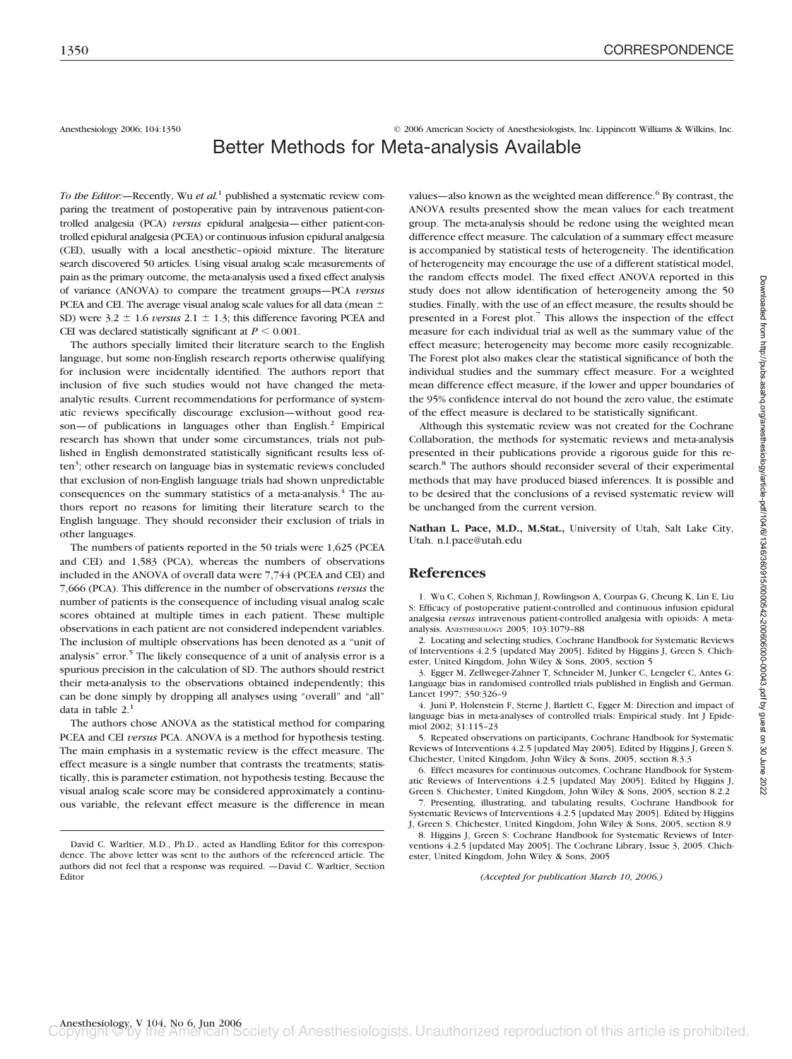Anesthesiology 2006; 104:1350 © 2006 American Society of Anesthesiologists, Inc. Lippincott Williams & Wilkins, Inc.

# Better Methods for Meta-analysis Available

*To the Editor:*—Recently, Wu *et al.*[1] published a systematic review comparing the treatment of postoperative pain by intravenous patient-controlled analgesia (PCA) *versus* epidural analgesia—either patient-controlled epidural analgesia (PCEA) or continuous infusion epidural analgesia (CEI), usually with a local anesthetic–opioid mixture. The literature search discovered 50 articles. Using visual analog scale measurements of pain as the primary outcome, the meta-analysis used a fixed effect analysis of variance (ANOVA) to compare the treatment groups—PCA *versus* PCEA and CEI. The average visual analog scale values for all data (mean ± SD) were 3.2 ± 1.6 *versus* 2.1 ± 1.3; this difference favoring PCEA and CEI was declared statistically significant at $P < 0.001$.

The authors specially limited their literature search to the English language, but some non-English research reports otherwise qualifying for inclusion were incidentally identified. The authors report that inclusion of five such studies would not have changed the meta-analytic results. Current recommendations for performance of systematic reviews specifically discourage exclusion—without good reason—of publications in languages other than English.[2] Empirical research has shown that under some circumstances, trials not published in English demonstrated statistically significant results less often[3]; other research on language bias in systematic reviews concluded that exclusion of non-English language trials had shown unpredictable consequences on the summary statistics of a meta-analysis.[4] The authors report no reasons for limiting their literature search to the English language. They should reconsider their exclusion of trials in other languages.

The numbers of patients reported in the 50 trials were 1,625 (PCEA and CEI) and 1,583 (PCA), whereas the numbers of observations included in the ANOVA of overall data were 7,744 (PCEA and CEI) and 7,666 (PCA). This difference in the number of observations *versus* the number of patients is the consequence of including visual analog scale scores obtained at multiple times in each patient. These multiple observations in each patient are not considered independent variables. The inclusion of multiple observations has been denoted as a "unit of analysis" error.[5] The likely consequence of a unit of analysis error is a spurious precision in the calculation of SD. The authors should restrict their meta-analysis to the observations obtained independently; this can be done simply by dropping all analyses using "overall" and "all" data in table 2.[1]

The authors chose ANOVA as the statistical method for comparing PCEA and CEI *versus* PCA. ANOVA is a method for hypothesis testing. The main emphasis in a systematic review is the effect measure. The effect measure is a single number that contrasts the treatments; statistically, this is parameter estimation, not hypothesis testing. Because the visual analog scale score may be considered approximately a continuous variable, the relevant effect measure is the difference in mean values—also known as the weighted mean difference.[6] By contrast, the ANOVA results presented show the mean values for each treatment group. The meta-analysis should be redone using the weighted mean difference effect measure. The calculation of a summary effect measure is accompanied by statistical tests of heterogeneity. The identification of heterogeneity may encourage the use of a different statistical model, the random effects model. The fixed effect ANOVA reported in this study does not allow identification of heterogeneity among the 50 studies. Finally, with the use of an effect measure, the results should be presented in a Forest plot.[7] This allows the inspection of the effect measure for each individual trial as well as the summary value of the effect measure; heterogeneity may become more easily recognizable. The Forest plot also makes clear the statistical significance of both the individual studies and the summary effect measure. For a weighted mean difference effect measure, if the lower and upper boundaries of the 95% confidence interval do not bound the zero value, the estimate of the effect measure is declared to be statistically significant.

Although this systematic review was not created for the Cochrane Collaboration, the methods for systematic reviews and meta-analysis presented in their publications provide a rigorous guide for this research.[8] The authors should reconsider several of their experimental methods that may have produced biased inferences. It is possible and to be desired that the conclusions of a revised systematic review will be unchanged from the current version.

**Nathan L. Pace, M.D., M.Stat.,** University of Utah, Salt Lake City, Utah. n.l.pace@utah.edu

## References

1. Wu C, Cohen S, Richman J, Rowlingson A, Courpas G, Cheung K, Lin E, Liu S: Efficacy of postoperative patient-controlled and continuous infusion epidural analgesia *versus* intravenous patient-controlled analgesia with opioids: A meta-analysis. ANESTHESIOLOGY 2005; 103:1079–88
2. Locating and selecting studies, Cochrane Handbook for Systematic Reviews of Interventions 4.2.5 [updated May 2005]. Edited by Higgins J, Green S. Chichester, United Kingdom, John Wiley & Sons, 2005, section 5
3. Egger M, Zellweger-Zahner T, Schneider M, Junker C, Lengeler C, Antes G: Language bias in randomised controlled trials published in English and German. Lancet 1997; 350:326–9
4. Juni P, Holenstein F, Sterne J, Bartlett C, Egger M: Direction and impact of language bias in meta-analyses of controlled trials: Empirical study. Int J Epidemiol 2002; 31:115–23
5. Repeated observations on participants, Cochrane Handbook for Systematic Reviews of Interventions 4.2.5 [updated May 2005]. Edited by Higgins J, Green S. Chichester, United Kingdom, John Wiley & Sons, 2005, section 8.3.3
6. Effect measures for continuous outcomes, Cochrane Handbook for Systematic Reviews of Interventions 4.2.5 [updated May 2005]. Edited by Higgins J, Green S. Chichester, United Kingdom, John Wiley & Sons, 2005, section 8.2.2
7. Presenting, illustrating, and tabulating results, Cochrane Handbook for Systematic Reviews of Interventions 4.2.5 [updated May 2005]. Edited by Higgins J, Green S. Chichester, United Kingdom, John Wiley & Sons, 2005, section 8.9
8. Higgins J, Green S: Cochrane Handbook for Systematic Reviews of Interventions 4.2.5 [updated May 2005]. The Cochrane Library, Issue 3, 2005. Chichester, United Kingdom, John Wiley & Sons, 2005

*(Accepted for publication March 10, 2006.)*

David C. Warltier, M.D., Ph.D., acted as Handling Editor for this correspondence. The above letter was sent to the authors of the referenced article. The authors did not feel that a response was required. —David C. Warltier, Section Editor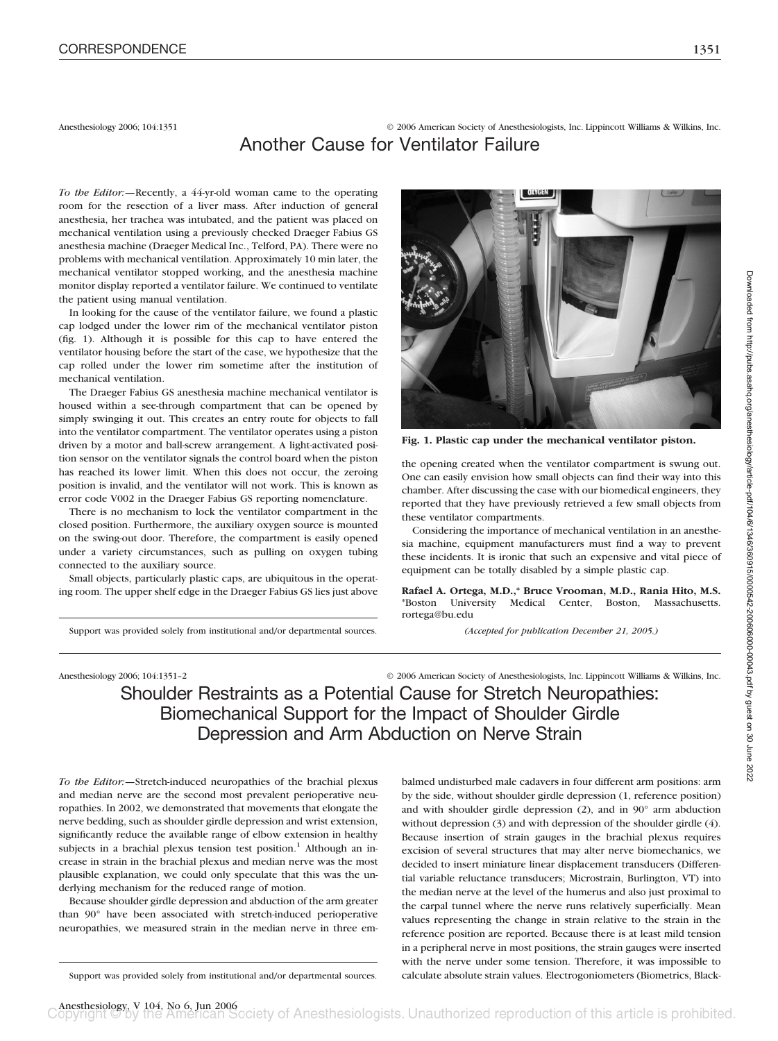Anesthesiology 2006; 104:1351 © 2006 American Society of Anesthesiologists, Inc. Lippincott Williams & Wilkins, Inc.

# Another Cause for Ventilator Failure

*To the Editor:*—Recently, a 44-yr-old woman came to the operating room for the resection of a liver mass. After induction of general anesthesia, her trachea was intubated, and the patient was placed on mechanical ventilation using a previously checked Draeger Fabius GS anesthesia machine (Draeger Medical Inc., Telford, PA). There were no problems with mechanical ventilation. Approximately 10 min later, the mechanical ventilator stopped working, and the anesthesia machine monitor display reported a ventilator failure. We continued to ventilate the patient using manual ventilation.

In looking for the cause of the ventilator failure, we found a plastic cap lodged under the lower rim of the mechanical ventilator piston (fig. 1). Although it is possible for this cap to have entered the ventilator housing before the start of the case, we hypothesize that the cap rolled under the lower rim sometime after the institution of mechanical ventilation.

The Draeger Fabius GS anesthesia machine mechanical ventilator is housed within a see-through compartment that can be opened by simply swinging it out. This creates an entry route for objects to fall into the ventilator compartment. The ventilator operates using a piston driven by a motor and ball-screw arrangement. A light-activated position sensor on the ventilator signals the control board when the piston has reached its lower limit. When this does not occur, the zeroing position is invalid, and the ventilator will not work. This is known as error code V002 in the Draeger Fabius GS reporting nomenclature.

There is no mechanism to lock the ventilator compartment in the closed position. Furthermore, the auxiliary oxygen source is mounted on the swing-out door. Therefore, the compartment is easily opened under a variety circumstances, such as pulling on oxygen tubing connected to the auxiliary source.

Small objects, particularly plastic caps, are ubiquitous in the operating room. The upper shelf edge in the Draeger Fabius GS lies just above the opening created when the ventilator compartment is swung out. One can easily envision how small objects can find their way into this chamber. After discussing the case with our biomedical engineers, they reported that they have previously retrieved a few small objects from these ventilator compartments.

**Fig. 1. Plastic cap under the mechanical ventilator piston.**

Considering the importance of mechanical ventilation in an anesthesia machine, equipment manufacturers must find a way to prevent these incidents. It is ironic that such an expensive and vital piece of equipment can be totally disabled by a simple plastic cap.

**Rafael A. Ortega, M.D.,\* Bruce Vrooman, M.D., Rania Hito, M.S.** \*Boston University Medical Center, Boston, Massachusetts. rortega@bu.edu

Support was provided solely from institutional and/or departmental sources.

*(Accepted for publication December 21, 2005.)*

Anesthesiology 2006; 104:1351–2 © 2006 American Society of Anesthesiologists, Inc. Lippincott Williams & Wilkins, Inc.

# Shoulder Restraints as a Potential Cause for Stretch Neuropathies: Biomechanical Support for the Impact of Shoulder Girdle Depression and Arm Abduction on Nerve Strain

*To the Editor:*—Stretch-induced neuropathies of the brachial plexus and median nerve are the second most prevalent perioperative neuropathies. In 2002, we demonstrated that movements that elongate the nerve bedding, such as shoulder girdle depression and wrist extension, significantly reduce the available range of elbow extension in healthy subjects in a brachial plexus tension test position.[1] Although an increase in strain in the brachial plexus and median nerve was the most plausible explanation, we could only speculate that this was the underlying mechanism for the reduced range of motion.

Because shoulder girdle depression and abduction of the arm greater than 90° have been associated with stretch-induced perioperative neuropathies, we measured strain in the median nerve in three embalmed undisturbed male cadavers in four different arm positions: arm by the side, without shoulder girdle depression (1, reference position) and with shoulder girdle depression (2), and in 90° arm abduction without depression (3) and with depression of the shoulder girdle (4). Because insertion of strain gauges in the brachial plexus requires excision of several structures that may alter nerve biomechanics, we decided to insert miniature linear displacement transducers (Differential variable reluctance transducers; Microstrain, Burlington, VT) into the median nerve at the level of the humerus and also just proximal to the carpal tunnel where the nerve runs relatively superficially. Mean values representing the change in strain relative to the strain in the reference position are reported. Because there is at least mild tension in a peripheral nerve in most positions, the strain gauges were inserted with the nerve under some tension. Therefore, it was impossible to calculate absolute strain values. Electrogoniometers (Biometrics, Black-

Support was provided solely from institutional and/or departmental sources.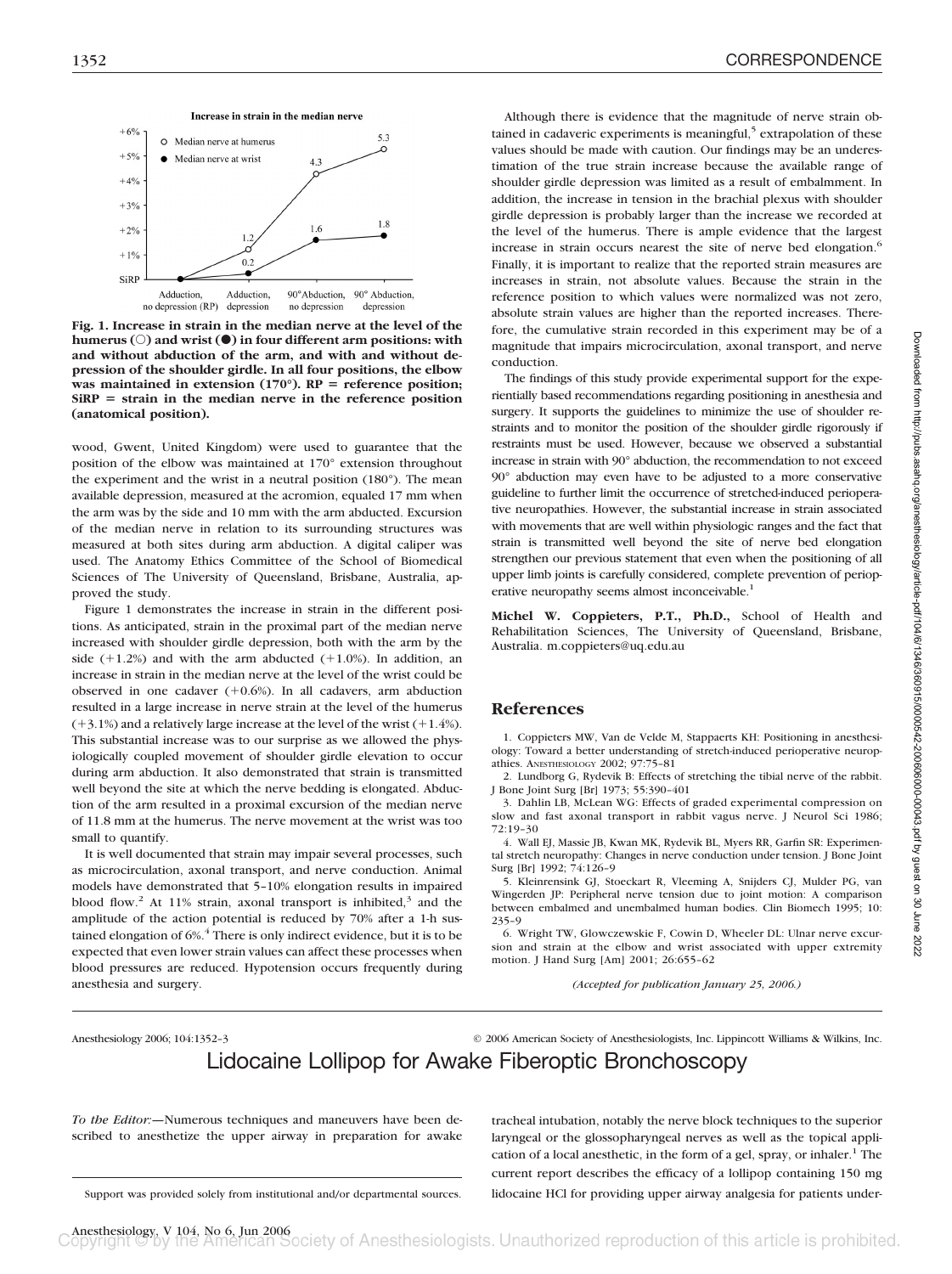Fig. 1. Increase in strain in the median nerve at the level of the humerus (○) and wrist (●) in four different arm positions: with and without abduction of the arm, and with and without depression of the shoulder girdle. In all four positions, the elbow was maintained in extension (170°). RP = reference position; SiRP = strain in the median nerve in the reference position (anatomical position).

wood, Gwent, United Kingdom) were used to guarantee that the position of the elbow was maintained at 170° extension throughout the experiment and the wrist in a neutral position (180°). The mean available depression, measured at the acromion, equaled 17 mm when the arm was by the side and 10 mm with the arm abducted. Excursion of the median nerve in relation to its surrounding structures was measured at both sites during arm abduction. A digital caliper was used. The Anatomy Ethics Committee of the School of Biomedical Sciences of The University of Queensland, Brisbane, Australia, approved the study.

Figure 1 demonstrates the increase in strain in the different positions. As anticipated, strain in the proximal part of the median nerve increased with shoulder girdle depression, both with the arm by the side (+1.2%) and with the arm abducted (+1.0%). In addition, an increase in strain in the median nerve at the level of the wrist could be observed in one cadaver (+0.6%). In all cadavers, arm abduction resulted in a large increase in nerve strain at the level of the humerus (+3.1%) and a relatively large increase at the level of the wrist (+1.4%). This substantial increase was to our surprise as we allowed the physiologically coupled movement of shoulder girdle elevation to occur during arm abduction. It also demonstrated that strain is transmitted well beyond the site at which the nerve bedding is elongated. Abduction of the arm resulted in a proximal excursion of the median nerve of 11.8 mm at the humerus. The nerve movement at the wrist was too small to quantify.

It is well documented that strain may impair several processes, such as microcirculation, axonal transport, and nerve conduction. Animal models have demonstrated that 5–10% elongation results in impaired blood flow.[2] At 11% strain, axonal transport is inhibited,[3] and the amplitude of the action potential is reduced by 70% after a 1-h sustained elongation of 6%.[4] There is only indirect evidence, but it is to be expected that even lower strain values can affect these processes when blood pressures are reduced. Hypotension occurs frequently during anesthesia and surgery.

Although there is evidence that the magnitude of nerve strain obtained in cadaveric experiments is meaningful,[5] extrapolation of these values should be made with caution. Our findings may be an underestimation of the true strain increase because the available range of shoulder girdle depression was limited as a result of embalmment. In addition, the increase in tension in the brachial plexus with shoulder girdle depression is probably larger than the increase we recorded at the level of the humerus. There is ample evidence that the largest increase in strain occurs nearest the site of nerve bed elongation.[6] Finally, it is important to realize that the reported strain measures are increases in strain, not absolute values. Because the strain in the reference position to which values were normalized was not zero, absolute strain values are higher than the reported increases. Therefore, the cumulative strain recorded in this experiment may be of a magnitude that impairs microcirculation, axonal transport, and nerve conduction.

The findings of this study provide experimental support for the experientially based recommendations regarding positioning in anesthesia and surgery. It supports the guidelines to minimize the use of shoulder restraints and to monitor the position of the shoulder girdle rigorously if restraints must be used. However, because we observed a substantial increase in strain with 90° abduction, the recommendation to not exceed 90° abduction may even have to be adjusted to a more conservative guideline to further limit the occurrence of stretched-induced perioperative neuropathies. However, the substantial increase in strain associated with movements that are well within physiologic ranges and the fact that strain is transmitted well beyond the site of nerve bed elongation strengthen our previous statement that even when the positioning of all upper limb joints is carefully considered, complete prevention of perioperative neuropathy seems almost inconceivable.[1]

**Michel W. Coppieters, P.T., Ph.D.,** School of Health and Rehabilitation Sciences, The University of Queensland, Brisbane, Australia. m.coppieters@uq.edu.au

## References

1. Coppieters MW, Van de Velde M, Stappaerts KH: Positioning in anesthesiology: Toward a better understanding of stretch-induced perioperative neuropathies. Anesthesiology 2002; 97:75–81
2. Lundborg G, Rydevik B: Effects of stretching the tibial nerve of the rabbit. J Bone Joint Surg [Br] 1973; 55:390–401
3. Dahlin LB, McLean WG: Effects of graded experimental compression on slow and fast axonal transport in rabbit vagus nerve. J Neurol Sci 1986; 72:19–30
4. Wall EJ, Massie JB, Kwan MK, Rydevik BL, Myers RR, Garfin SR: Experimental stretch neuropathy: Changes in nerve conduction under tension. J Bone Joint Surg [Br] 1992; 74:126–9
5. Kleinrensink GJ, Stoeckart R, Vleeming A, Snijders CJ, Mulder PG, van Wingerden JP: Peripheral nerve tension due to joint motion: A comparison between embalmed and unembalmed human bodies. Clin Biomech 1995; 10: 235–9
6. Wright TW, Glowczewskie F, Cowin D, Wheeler DL: Ulnar nerve excursion and strain at the elbow and wrist associated with upper extremity motion. J Hand Surg [Am] 2001; 26:655–62

*(Accepted for publication January 25, 2006.)*

# Lidocaine Lollipop for Awake Fiberoptic Bronchoscopy

*To the Editor:*—Numerous techniques and maneuvers have been described to anesthetize the upper airway in preparation for awake tracheal intubation, notably the nerve block techniques to the superior laryngeal or the glossopharyngeal nerves as well as the topical application of a local anesthetic, in the form of a gel, spray, or inhaler.[1] The current report describes the efficacy of a lollipop containing 150 mg lidocaine HCl for providing upper airway analgesia for patients under-

Support was provided solely from institutional and/or departmental sources.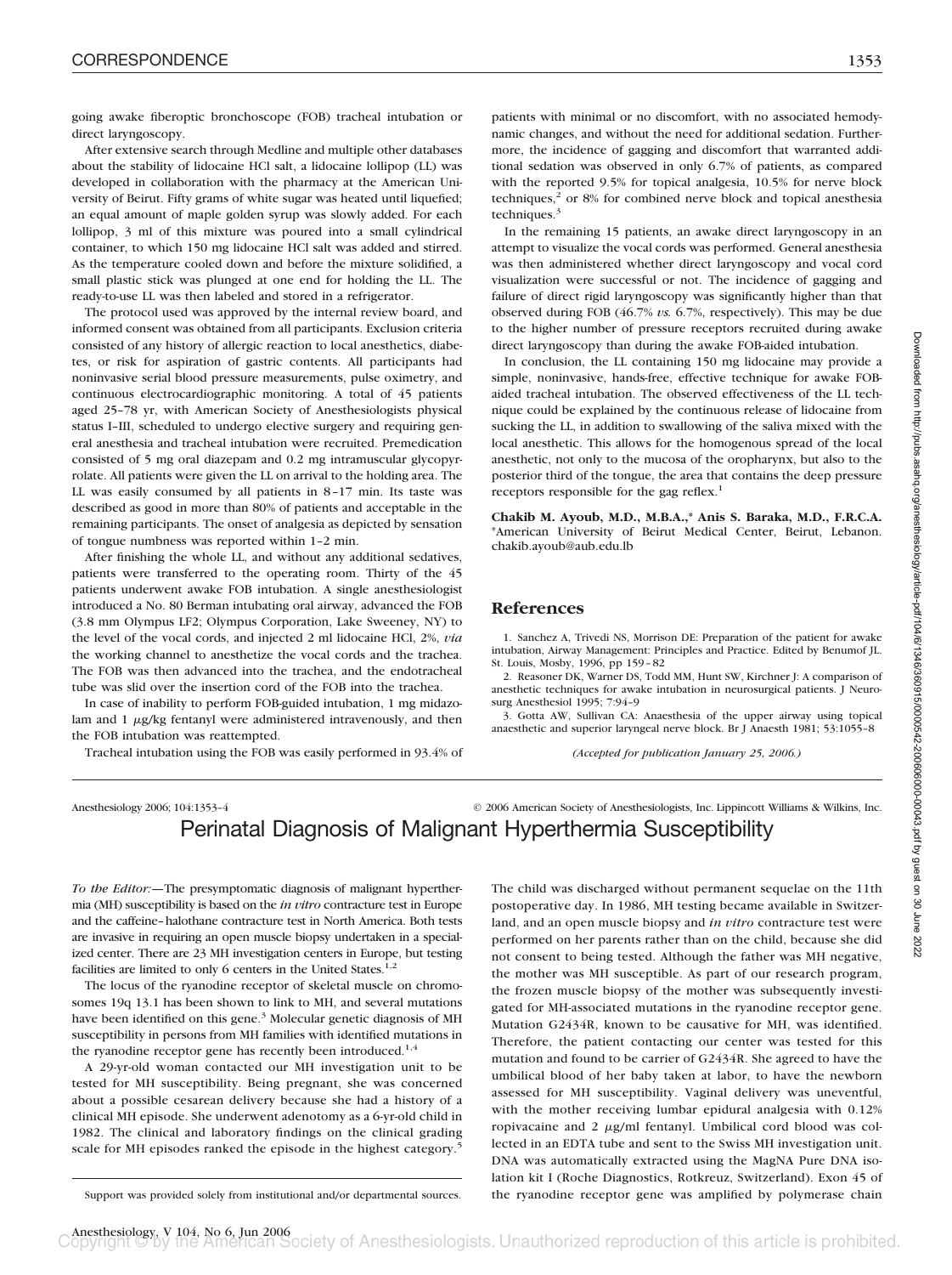going awake fiberoptic bronchoscope (FOB) tracheal intubation or direct laryngoscopy.

After extensive search through Medline and multiple other databases about the stability of lidocaine HCl salt, a lidocaine lollipop (LL) was developed in collaboration with the pharmacy at the American University of Beirut. Fifty grams of white sugar was heated until liquefied; an equal amount of maple golden syrup was slowly added. For each lollipop, 3 ml of this mixture was poured into a small cylindrical container, to which 150 mg lidocaine HCl salt was added and stirred. As the temperature cooled down and before the mixture solidified, a small plastic stick was plunged at one end for holding the LL. The ready-to-use LL was then labeled and stored in a refrigerator.

The protocol used was approved by the internal review board, and informed consent was obtained from all participants. Exclusion criteria consisted of any history of allergic reaction to local anesthetics, diabetes, or risk for aspiration of gastric contents. All participants had noninvasive serial blood pressure measurements, pulse oximetry, and continuous electrocardiographic monitoring. A total of 45 patients aged 25–78 yr, with American Society of Anesthesiologists physical status I–III, scheduled to undergo elective surgery and requiring general anesthesia and tracheal intubation were recruited. Premedication consisted of 5 mg oral diazepam and 0.2 mg intramuscular glycopyrrolate. All patients were given the LL on arrival to the holding area. The LL was easily consumed by all patients in 8–17 min. Its taste was described as good in more than 80% of patients and acceptable in the remaining participants. The onset of analgesia as depicted by sensation of tongue numbness was reported within 1–2 min.

After finishing the whole LL, and without any additional sedatives, patients were transferred to the operating room. Thirty of the 45 patients underwent awake FOB intubation. A single anesthesiologist introduced a No. 80 Berman intubating oral airway, advanced the FOB (3.8 mm Olympus LF2; Olympus Corporation, Lake Sweeney, NY) to the level of the vocal cords, and injected 2 ml lidocaine HCl, 2%, *via* the working channel to anesthetize the vocal cords and the trachea. The FOB was then advanced into the trachea, and the endotracheal tube was slid over the insertion cord of the FOB into the trachea.

In case of inability to perform FOB-guided intubation, 1 mg midazolam and 1 μg/kg fentanyl were administered intravenously, and then the FOB intubation was reattempted.

Tracheal intubation using the FOB was easily performed in 93.4% of patients with minimal or no discomfort, with no associated hemodynamic changes, and without the need for additional sedation. Furthermore, the incidence of gagging and discomfort that warranted additional sedation was observed in only 6.7% of patients, as compared with the reported 9.5% for topical analgesia, 10.5% for nerve block techniques,[2] or 8% for combined nerve block and topical anesthesia techniques.[3]

In the remaining 15 patients, an awake direct laryngoscopy in an attempt to visualize the vocal cords was performed. General anesthesia was then administered whether direct laryngoscopy and vocal cord visualization were successful or not. The incidence of gagging and failure of direct rigid laryngoscopy was significantly higher than that observed during FOB (46.7% *vs.* 6.7%, respectively). This may be due to the higher number of pressure receptors recruited during awake direct laryngoscopy than during the awake FOB-aided intubation.

In conclusion, the LL containing 150 mg lidocaine may provide a simple, noninvasive, hands-free, effective technique for awake FOB-aided tracheal intubation. The observed effectiveness of the LL technique could be explained by the continuous release of lidocaine from sucking the LL, in addition to swallowing of the saliva mixed with the local anesthetic. This allows for the homogenous spread of the local anesthetic, not only to the mucosa of the oropharynx, but also to the posterior third of the tongue, the area that contains the deep pressure receptors responsible for the gag reflex.[1]

**Chakib M. Ayoub, M.D., M.B.A.,\* Anis S. Baraka, M.D., F.R.C.A.** \*American University of Beirut Medical Center, Beirut, Lebanon. chakib.ayoub@aub.edu.lb

## References

1. Sanchez A, Trivedi NS, Morrison DE: Preparation of the patient for awake intubation, Airway Management: Principles and Practice. Edited by Benumof JL. St. Louis, Mosby, 1996, pp 159–82
2. Reasoner DK, Warner DS, Todd MM, Hunt SW, Kirchner J: A comparison of anesthetic techniques for awake intubation in neurosurgical patients. J Neurosurg Anesthesiol 1995; 7:94–9
3. Gotta AW, Sullivan CA: Anaesthesia of the upper airway using topical anaesthetic and superior laryngeal nerve block. Br J Anaesth 1981; 53:1055–8

*(Accepted for publication January 25, 2006.)*

Anesthesiology 2006; 104:1353–4 © 2006 American Society of Anesthesiologists, Inc. Lippincott Williams & Wilkins, Inc.

# Perinatal Diagnosis of Malignant Hyperthermia Susceptibility

*To the Editor:*—The presymptomatic diagnosis of malignant hyperthermia (MH) susceptibility is based on the *in vitro* contracture test in Europe and the caffeine–halothane contracture test in North America. Both tests are invasive in requiring an open muscle biopsy undertaken in a specialized center. There are 23 MH investigation centers in Europe, but testing facilities are limited to only 6 centers in the United States.[1,2]

The locus of the ryanodine receptor of skeletal muscle on chromosomes 19q 13.1 has been shown to link to MH, and several mutations have been identified on this gene.[3] Molecular genetic diagnosis of MH susceptibility in persons from MH families with identified mutations in the ryanodine receptor gene has recently been introduced.[1,4]

A 29-yr-old woman contacted our MH investigation unit to be tested for MH susceptibility. Being pregnant, she was concerned about a possible cesarean delivery because she had a history of a clinical MH episode. She underwent adenotomy as a 6-yr-old child in 1982. The clinical and laboratory findings on the clinical grading scale for MH episodes ranked the episode in the highest category.[5] The child was discharged without permanent sequelae on the 11th postoperative day. In 1986, MH testing became available in Switzerland, and an open muscle biopsy and *in vitro* contracture test were performed on her parents rather than on the child, because she did not consent to being tested. Although the father was MH negative, the mother was MH susceptible. As part of our research program, the frozen muscle biopsy of the mother was subsequently investigated for MH-associated mutations in the ryanodine receptor gene. Mutation G2434R, known to be causative for MH, was identified. Therefore, the patient contacting our center was tested for this mutation and found to be carrier of G2434R. She agreed to have the umbilical blood of her baby taken at labor, to have the newborn assessed for MH susceptibility. Vaginal delivery was uneventful, with the mother receiving lumbar epidural analgesia with 0.12% ropivacaine and 2 μg/ml fentanyl. Umbilical cord blood was collected in an EDTA tube and sent to the Swiss MH investigation unit. DNA was automatically extracted using the MagNA Pure DNA isolation kit I (Roche Diagnostics, Rotkreuz, Switzerland). Exon 45 of the ryanodine receptor gene was amplified by polymerase chain

Support was provided solely from institutional and/or departmental sources.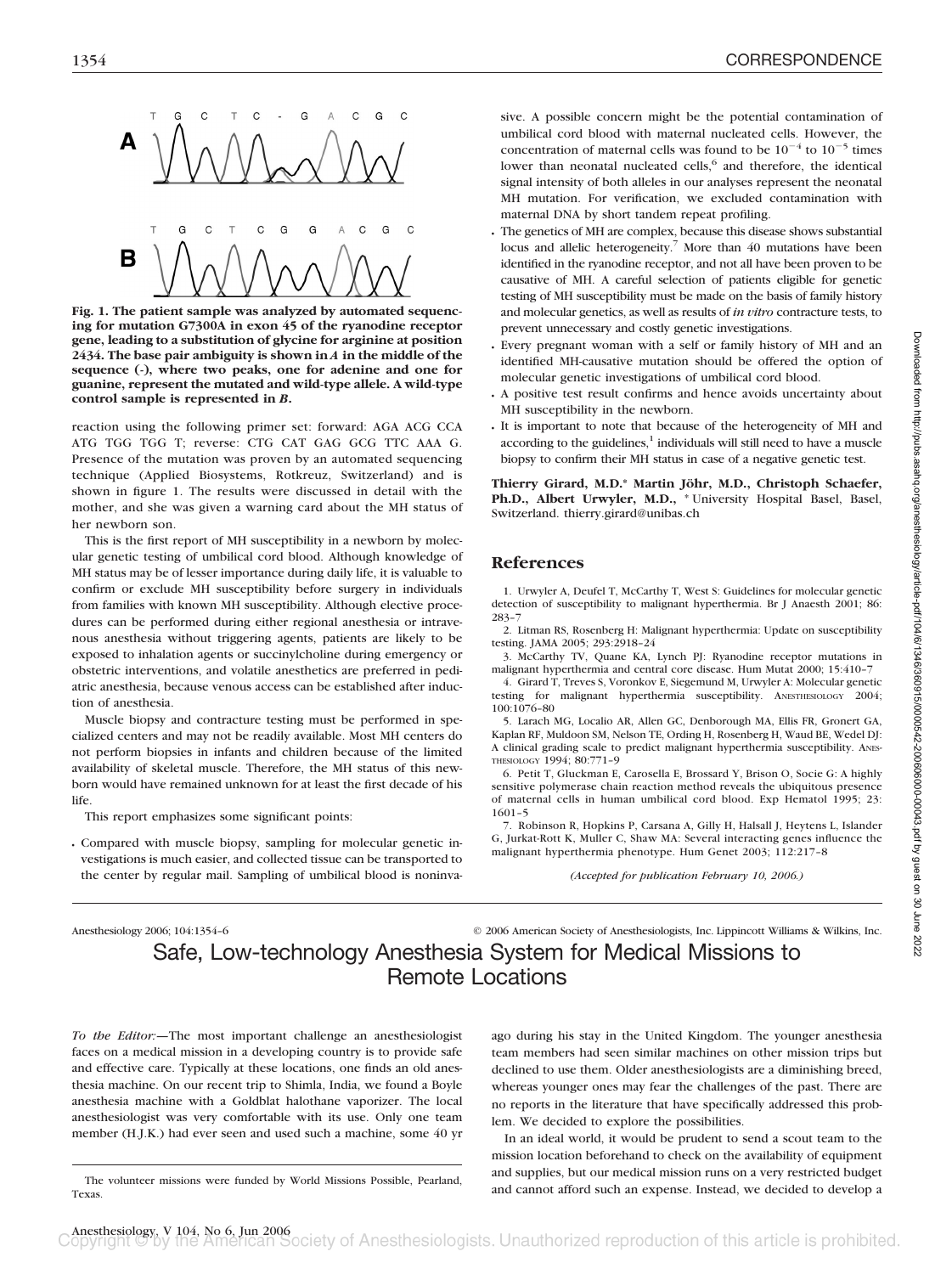**Fig. 1. The patient sample was analyzed by automated sequencing for mutation G7300A in exon 45 of the ryanodine receptor gene, leading to a substitution of glycine for arginine at position 2434. The base pair ambiguity is shown in *A* in the middle of the sequence (-), where two peaks, one for adenine and one for guanine, represent the mutated and wild-type allele. A wild-type control sample is represented in *B*.**

reaction using the following primer set: forward: AGA ACG CCA ATG TGG TGG T; reverse: CTG CAT GAG GCG TTC AAA G. Presence of the mutation was proven by an automated sequencing technique (Applied Biosystems, Rotkreuz, Switzerland) and is shown in figure 1. The results were discussed in detail with the mother, and she was given a warning card about the MH status of her newborn son.

This is the first report of MH susceptibility in a newborn by molecular genetic testing of umbilical cord blood. Although knowledge of MH status may be of lesser importance during daily life, it is valuable to confirm or exclude MH susceptibility before surgery in individuals from families with known MH susceptibility. Although elective procedures can be performed during either regional anesthesia or intravenous anesthesia without triggering agents, patients are likely to be exposed to inhalation agents or succinylcholine during emergency or obstetric interventions, and volatile anesthetics are preferred in pediatric anesthesia, because venous access can be established after induction of anesthesia.

Muscle biopsy and contracture testing must be performed in specialized centers and may not be readily available. Most MH centers do not perform biopsies in infants and children because of the limited availability of skeletal muscle. Therefore, the MH status of this newborn would have remained unknown for at least the first decade of his life.

This report emphasizes some significant points:

- Compared with muscle biopsy, sampling for molecular genetic investigations is much easier, and collected tissue can be transported to the center by regular mail. Sampling of umbilical blood is noninvasive. A possible concern might be the potential contamination of umbilical cord blood with maternal nucleated cells. However, the concentration of maternal cells was found to be $10^{-4}$ to $10^{-5}$ times lower than neonatal nucleated cells,[6] and therefore, the identical signal intensity of both alleles in our analyses represent the neonatal MH mutation. For verification, we excluded contamination with maternal DNA by short tandem repeat profiling.
- The genetics of MH are complex, because this disease shows substantial locus and allelic heterogeneity.[7] More than 40 mutations have been identified in the ryanodine receptor, and not all have been proven to be causative of MH. A careful selection of patients eligible for genetic testing of MH susceptibility must be made on the basis of family history and molecular genetics, as well as results of *in vitro* contracture tests, to prevent unnecessary and costly genetic investigations.
- Every pregnant woman with a self or family history of MH and an identified MH-causative mutation should be offered the option of molecular genetic investigations of umbilical cord blood.
- A positive test result confirms and hence avoids uncertainty about MH susceptibility in the newborn.
- It is important to note that because of the heterogeneity of MH and according to the guidelines,[1] individuals will still need to have a muscle biopsy to confirm their MH status in case of a negative genetic test.

**Thierry Girard, M.D.,\* Martin Jöhr, M.D., Christoph Schaefer, Ph.D., Albert Urwyler, M.D.,** \* University Hospital Basel, Basel, Switzerland. thierry.girard@unibas.ch

## References

1. Urwyler A, Deufel T, McCarthy T, West S: Guidelines for molecular genetic detection of susceptibility to malignant hyperthermia. Br J Anaesth 2001; 86: 283–7
2. Litman RS, Rosenberg H: Malignant hyperthermia: Update on susceptibility testing. JAMA 2005; 293:2918–24
3. McCarthy TV, Quane KA, Lynch PJ: Ryanodine receptor mutations in malignant hyperthermia and central core disease. Hum Mutat 2000; 15:410–7
4. Girard T, Treves S, Voronkov E, Siegemund M, Urwyler A: Molecular genetic testing for malignant hyperthermia susceptibility. ANESTHESIOLOGY 2004; 100:1076–80
5. Larach MG, Localio AR, Allen GC, Denborough MA, Ellis FR, Gronert GA, Kaplan RF, Muldoon SM, Nelson TE, Ording H, Rosenberg H, Waud BE, Wedel DJ: A clinical grading scale to predict malignant hyperthermia susceptibility. ANESTHESIOLOGY 1994; 80:771–9
6. Petit T, Gluckman E, Carosella E, Brossard Y, Brison O, Socie G: A highly sensitive polymerase chain reaction method reveals the ubiquitous presence of maternal cells in human umbilical cord blood. Exp Hematol 1995; 23: 1601–5
7. Robinson R, Hopkins P, Carsana A, Gilly H, Halsall J, Heytens L, Islander G, Jurkat-Rott K, Muller C, Shaw MA: Several interacting genes influence the malignant hyperthermia phenotype. Hum Genet 2003; 112:217–8

*(Accepted for publication February 10, 2006.)*

# Safe, Low-technology Anesthesia System for Medical Missions to Remote Locations

*To the Editor:*—The most important challenge an anesthesiologist faces on a medical mission in a developing country is to provide safe and effective care. Typically at these locations, one finds an old anesthesia machine. On our recent trip to Shimla, India, we found a Boyle anesthesia machine with a Goldblat halothane vaporizer. The local anesthesiologist was very comfortable with its use. Only one team member (H.J.K.) had ever seen and used such a machine, some 40 yr ago during his stay in the United Kingdom. The younger anesthesia team members had seen similar machines on other mission trips but declined to use them. Older anesthesiologists are a diminishing breed, whereas younger ones may fear the challenges of the past. There are no reports in the literature that have specifically addressed this problem. We decided to explore the possibilities.

In an ideal world, it would be prudent to send a scout team to the mission location beforehand to check on the availability of equipment and supplies, but our medical mission runs on a very restricted budget and cannot afford such an expense. Instead, we decided to develop a

The volunteer missions were funded by World Missions Possible, Pearland, Texas.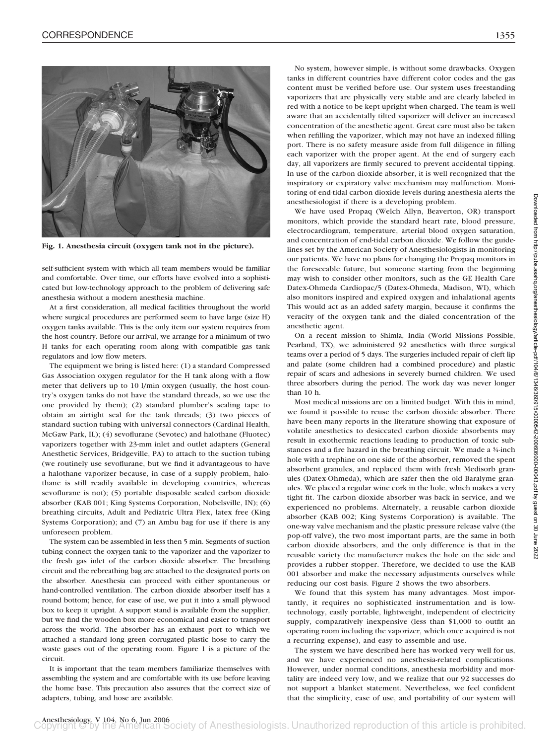Fig. 1. Anesthesia circuit (oxygen tank not in the picture).

self-sufficient system with which all team members would be familiar and comfortable. Over time, our efforts have evolved into a sophisticated but low-technology approach to the problem of delivering safe anesthesia without a modern anesthesia machine.

At a first consideration, all medical facilities throughout the world where surgical procedures are performed seem to have large (size H) oxygen tanks available. This is the only item our system requires from the host country. Before our arrival, we arrange for a minimum of two H tanks for each operating room along with compatible gas tank regulators and low flow meters.

The equipment we bring is listed here: (1) a standard Compressed Gas Association oxygen regulator for the H tank along with a flow meter that delivers up to 10 l/min oxygen (usually, the host country's oxygen tanks do not have the standard threads, so we use the one provided by them); (2) standard plumber's sealing tape to obtain an airtight seal for the tank threads; (3) two pieces of standard suction tubing with universal connectors (Cardinal Health, McGaw Park, IL); (4) sevoflurane (Sevotec) and halothane (Fluotec) vaporizers together with 23-mm inlet and outlet adapters (General Anesthetic Services, Bridgeville, PA) to attach to the suction tubing (we routinely use sevoflurane, but we find it advantageous to have a halothane vaporizer because, in case of a supply problem, halothane is still readily available in developing countries, whereas sevoflurane is not); (5) portable disposable sealed carbon dioxide absorber (KAB 001; King Systems Corporation, Nobelsville, IN); (6) breathing circuits, Adult and Pediatric Ultra Flex, latex free (King Systems Corporation); and (7) an Ambu bag for use if there is any unforeseen problem.

The system can be assembled in less then 5 min. Segments of suction tubing connect the oxygen tank to the vaporizer and the vaporizer to the fresh gas inlet of the carbon dioxide absorber. The breathing circuit and the rebreathing bag are attached to the designated ports on the absorber. Anesthesia can proceed with either spontaneous or hand-controlled ventilation. The carbon dioxide absorber itself has a round bottom; hence, for ease of use, we put it into a small plywood box to keep it upright. A support stand is available from the supplier, but we find the wooden box more economical and easier to transport across the world. The absorber has an exhaust port to which we attached a standard long green corrugated plastic hose to carry the waste gases out of the operating room. Figure 1 is a picture of the circuit.

It is important that the team members familiarize themselves with assembling the system and are comfortable with its use before leaving the home base. This precaution also assures that the correct size of adapters, tubing, and hose are available.

No system, however simple, is without some drawbacks. Oxygen tanks in different countries have different color codes and the gas content must be verified before use. Our system uses freestanding vaporizers that are physically very stable and are clearly labeled in red with a notice to be kept upright when charged. The team is well aware that an accidentally tilted vaporizer will deliver an increased concentration of the anesthetic agent. Great care must also be taken when refilling the vaporizer, which may not have an indexed filling port. There is no safety measure aside from full diligence in filling each vaporizer with the proper agent. At the end of surgery each day, all vaporizers are firmly secured to prevent accidental tipping. In use of the carbon dioxide absorber, it is well recognized that the inspiratory or expiratory valve mechanism may malfunction. Monitoring of end-tidal carbon dioxide levels during anesthesia alerts the anesthesiologist if there is a developing problem.

We have used Propaq (Welch Allyn, Beaverton, OR) transport monitors, which provide the standard heart rate, blood pressure, electrocardiogram, temperature, arterial blood oxygen saturation, and concentration of end-tidal carbon dioxide. We follow the guidelines set by the American Society of Anesthesiologists in monitoring our patients. We have no plans for changing the Propaq monitors in the foreseeable future, but someone starting from the beginning may wish to consider other monitors, such as the GE Health Care Datex-Ohmeda Cardiopac/5 (Datex-Ohmeda, Madison, WI), which also monitors inspired and expired oxygen and inhalational agents This would act as an added safety margin, because it confirms the veracity of the oxygen tank and the dialed concentration of the anesthetic agent.

On a recent mission to Shimla, India (World Missions Possible, Pearland, TX), we administered 92 anesthetics with three surgical teams over a period of 5 days. The surgeries included repair of cleft lip and palate (some children had a combined procedure) and plastic repair of scars and adhesions in severely burned children. We used three absorbers during the period. The work day was never longer than 10 h.

Most medical missions are on a limited budget. With this in mind, we found it possible to reuse the carbon dioxide absorber. There have been many reports in the literature showing that exposure of volatile anesthetics to desiccated carbon dioxide absorbents may result in exothermic reactions leading to production of toxic substances and a fire hazard in the breathing circuit. We made a ¾-inch hole with a trephine on one side of the absorber, removed the spent absorbent granules, and replaced them with fresh Medisorb granules (Datex-Ohmeda), which are safer then the old Baralyme granules. We placed a regular wine cork in the hole, which makes a very tight fit. The carbon dioxide absorber was back in service, and we experienced no problems. Alternately, a reusable carbon dioxide absorber (KAB 002; King Systems Corporation) is available. The one-way valve mechanism and the plastic pressure release valve (the pop-off valve), the two most important parts, are the same in both carbon dioxide absorbers, and the only difference is that in the reusable variety the manufacturer makes the hole on the side and provides a rubber stopper. Therefore, we decided to use the KAB 001 absorber and make the necessary adjustments ourselves while reducing our cost basis. Figure 2 shows the two absorbers.

We found that this system has many advantages. Most importantly, it requires no sophisticated instrumentation and is low-technology, easily portable, lightweight, independent of electricity supply, comparatively inexpensive (less than $1,000 to outfit an operating room including the vaporizer, which once acquired is not a recurring expense), and easy to assemble and use.

The system we have described here has worked very well for us, and we have experienced no anesthesia-related complications. However, under normal conditions, anesthesia morbidity and mortality are indeed very low, and we realize that our 92 successes do not support a blanket statement. Nevertheless, we feel confident that the simplicity, ease of use, and portability of our system will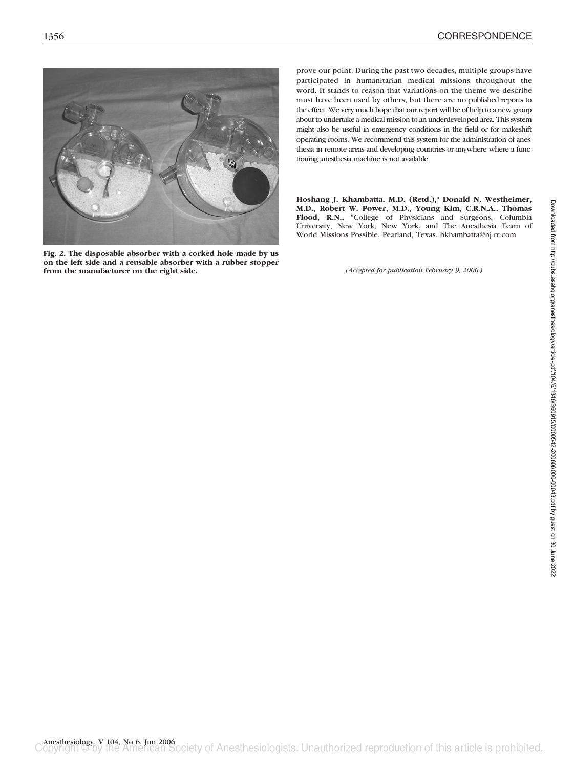Fig. 2. The disposable absorber with a corked hole made by us on the left side and a reusable absorber with a rubber stopper from the manufacturer on the right side.

prove our point. During the past two decades, multiple groups have participated in humanitarian medical missions throughout the word. It stands to reason that variations on the theme we describe must have been used by others, but there are no published reports to the effect. We very much hope that our report will be of help to a new group about to undertake a medical mission to an underdeveloped area. This system might also be useful in emergency conditions in the field or for makeshift operating rooms. We recommend this system for the administration of anesthesia in remote areas and developing countries or anywhere where a functioning anesthesia machine is not available.

**Hoshang J. Khambatta, M.D. (Retd.),\* Donald N. Westheimer, M.D., Robert W. Power, M.D., Young Kim, C.R.N.A., Thomas Flood, R.N.,** \*College of Physicians and Surgeons, Columbia University, New York, New York, and The Anesthesia Team of World Missions Possible, Pearland, Texas. hkhambatta@nj.rr.com

*(Accepted for publication February 9, 2006.)*